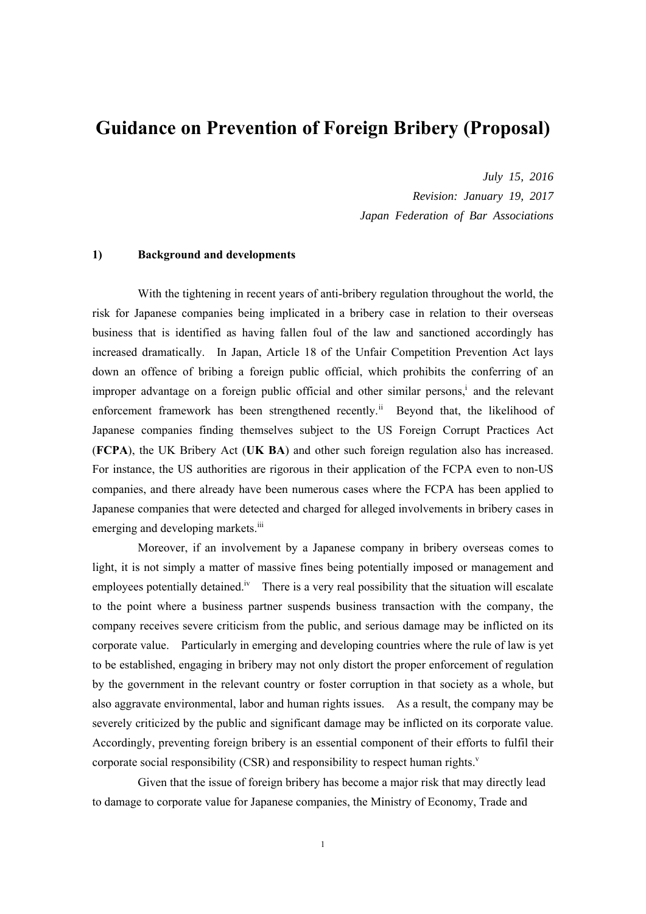# Guidance on Prevention of Foreign Bribery (Proposal)

*July 15, 2016*
*Revision: January 19, 2017*
*Japan Federation of Bar Associations*

## 1) Background and developments

With the tightening in recent years of anti-bribery regulation throughout the world, the risk for Japanese companies being implicated in a bribery case in relation to their overseas business that is identified as having fallen foul of the law and sanctioned accordingly has increased dramatically. In Japan, Article 18 of the Unfair Competition Prevention Act lays down an offence of bribing a foreign public official, which prohibits the conferring of an improper advantage on a foreign public official and other similar persons,[i] and the relevant enforcement framework has been strengthened recently.[ii] Beyond that, the likelihood of Japanese companies finding themselves subject to the US Foreign Corrupt Practices Act (**FCPA**), the UK Bribery Act (**UK BA**) and other such foreign regulation also has increased. For instance, the US authorities are rigorous in their application of the FCPA even to non-US companies, and there already have been numerous cases where the FCPA has been applied to Japanese companies that were detected and charged for alleged involvements in bribery cases in emerging and developing markets.[iii]

Moreover, if an involvement by a Japanese company in bribery overseas comes to light, it is not simply a matter of massive fines being potentially imposed or management and employees potentially detained.[iv] There is a very real possibility that the situation will escalate to the point where a business partner suspends business transaction with the company, the company receives severe criticism from the public, and serious damage may be inflicted on its corporate value. Particularly in emerging and developing countries where the rule of law is yet to be established, engaging in bribery may not only distort the proper enforcement of regulation by the government in the relevant country or foster corruption in that society as a whole, but also aggravate environmental, labor and human rights issues. As a result, the company may be severely criticized by the public and significant damage may be inflicted on its corporate value. Accordingly, preventing foreign bribery is an essential component of their efforts to fulfil their corporate social responsibility (CSR) and responsibility to respect human rights.[v]

Given that the issue of foreign bribery has become a major risk that may directly lead to damage to corporate value for Japanese companies, the Ministry of Economy, Trade and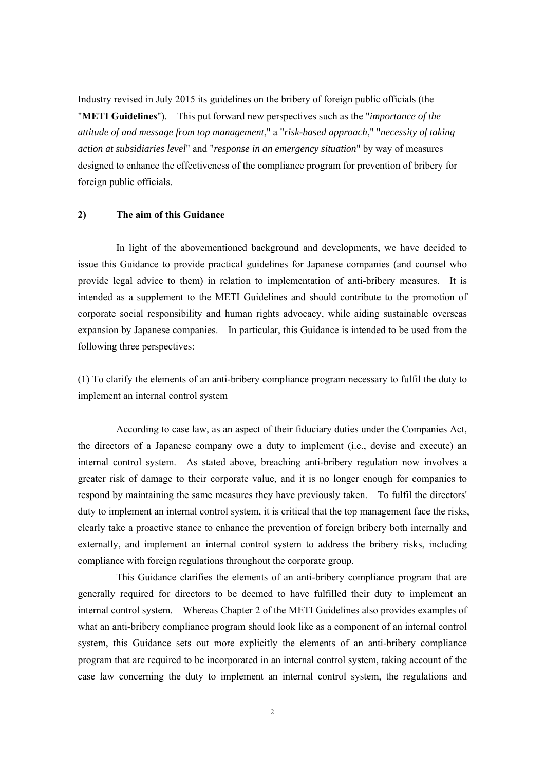Industry revised in July 2015 its guidelines on the bribery of foreign public officials (the "**METI Guidelines**"). This put forward new perspectives such as the "*importance of the attitude of and message from top management*," a "*risk-based approach*," "*necessity of taking action at subsidiaries level*" and "*response in an emergency situation*" by way of measures designed to enhance the effectiveness of the compliance program for prevention of bribery for foreign public officials.

### 2) The aim of this Guidance

In light of the abovementioned background and developments, we have decided to issue this Guidance to provide practical guidelines for Japanese companies (and counsel who provide legal advice to them) in relation to implementation of anti-bribery measures. It is intended as a supplement to the METI Guidelines and should contribute to the promotion of corporate social responsibility and human rights advocacy, while aiding sustainable overseas expansion by Japanese companies. In particular, this Guidance is intended to be used from the following three perspectives:

(1) To clarify the elements of an anti-bribery compliance program necessary to fulfil the duty to implement an internal control system

According to case law, as an aspect of their fiduciary duties under the Companies Act, the directors of a Japanese company owe a duty to implement (i.e., devise and execute) an internal control system. As stated above, breaching anti-bribery regulation now involves a greater risk of damage to their corporate value, and it is no longer enough for companies to respond by maintaining the same measures they have previously taken. To fulfil the directors' duty to implement an internal control system, it is critical that the top management face the risks, clearly take a proactive stance to enhance the prevention of foreign bribery both internally and externally, and implement an internal control system to address the bribery risks, including compliance with foreign regulations throughout the corporate group.

This Guidance clarifies the elements of an anti-bribery compliance program that are generally required for directors to be deemed to have fulfilled their duty to implement an internal control system. Whereas Chapter 2 of the METI Guidelines also provides examples of what an anti-bribery compliance program should look like as a component of an internal control system, this Guidance sets out more explicitly the elements of an anti-bribery compliance program that are required to be incorporated in an internal control system, taking account of the case law concerning the duty to implement an internal control system, the regulations and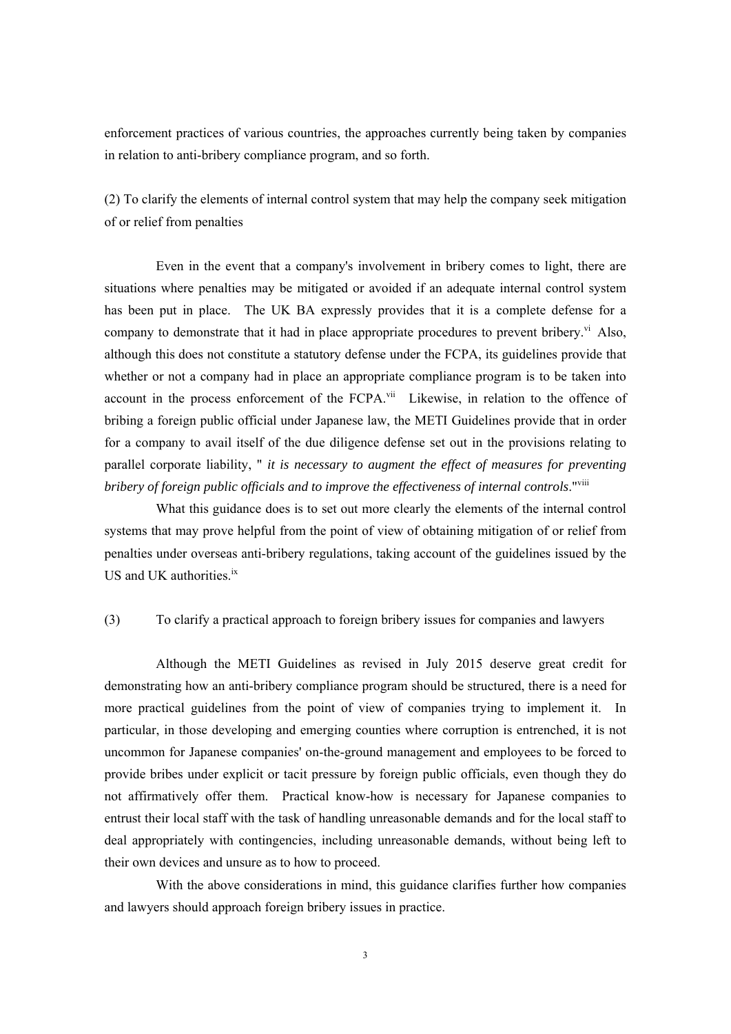enforcement practices of various countries, the approaches currently being taken by companies in relation to anti-bribery compliance program, and so forth.

(2) To clarify the elements of internal control system that may help the company seek mitigation of or relief from penalties

Even in the event that a company's involvement in bribery comes to light, there are situations where penalties may be mitigated or avoided if an adequate internal control system has been put in place. The UK BA expressly provides that it is a complete defense for a company to demonstrate that it had in place appropriate procedures to prevent bribery.[vi] Also, although this does not constitute a statutory defense under the FCPA, its guidelines provide that whether or not a company had in place an appropriate compliance program is to be taken into account in the process enforcement of the FCPA.[vii] Likewise, in relation to the offence of bribing a foreign public official under Japanese law, the METI Guidelines provide that in order for a company to avail itself of the due diligence defense set out in the provisions relating to parallel corporate liability, " *it is necessary to augment the effect of measures for preventing bribery of foreign public officials and to improve the effectiveness of internal controls*."[viii]

What this guidance does is to set out more clearly the elements of the internal control systems that may prove helpful from the point of view of obtaining mitigation of or relief from penalties under overseas anti-bribery regulations, taking account of the guidelines issued by the US and UK authorities.[ix]

(3) To clarify a practical approach to foreign bribery issues for companies and lawyers

Although the METI Guidelines as revised in July 2015 deserve great credit for demonstrating how an anti-bribery compliance program should be structured, there is a need for more practical guidelines from the point of view of companies trying to implement it. In particular, in those developing and emerging counties where corruption is entrenched, it is not uncommon for Japanese companies' on-the-ground management and employees to be forced to provide bribes under explicit or tacit pressure by foreign public officials, even though they do not affirmatively offer them. Practical know-how is necessary for Japanese companies to entrust their local staff with the task of handling unreasonable demands and for the local staff to deal appropriately with contingencies, including unreasonable demands, without being left to their own devices and unsure as to how to proceed.

With the above considerations in mind, this guidance clarifies further how companies and lawyers should approach foreign bribery issues in practice.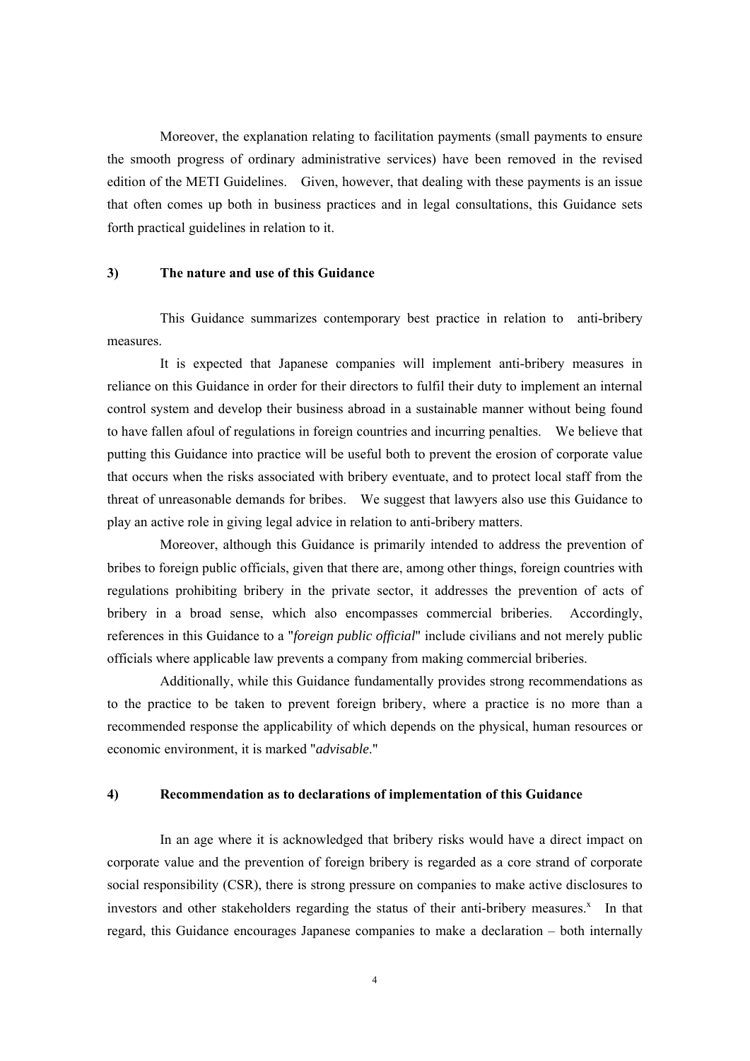Moreover, the explanation relating to facilitation payments (small payments to ensure the smooth progress of ordinary administrative services) have been removed in the revised edition of the METI Guidelines. Given, however, that dealing with these payments is an issue that often comes up both in business practices and in legal consultations, this Guidance sets forth practical guidelines in relation to it.

### 3) The nature and use of this Guidance

This Guidance summarizes contemporary best practice in relation to anti-bribery measures.

It is expected that Japanese companies will implement anti-bribery measures in reliance on this Guidance in order for their directors to fulfil their duty to implement an internal control system and develop their business abroad in a sustainable manner without being found to have fallen afoul of regulations in foreign countries and incurring penalties. We believe that putting this Guidance into practice will be useful both to prevent the erosion of corporate value that occurs when the risks associated with bribery eventuate, and to protect local staff from the threat of unreasonable demands for bribes. We suggest that lawyers also use this Guidance to play an active role in giving legal advice in relation to anti-bribery matters.

Moreover, although this Guidance is primarily intended to address the prevention of bribes to foreign public officials, given that there are, among other things, foreign countries with regulations prohibiting bribery in the private sector, it addresses the prevention of acts of bribery in a broad sense, which also encompasses commercial briberies. Accordingly, references in this Guidance to a "*foreign public official*" include civilians and not merely public officials where applicable law prevents a company from making commercial briberies.

Additionally, while this Guidance fundamentally provides strong recommendations as to the practice to be taken to prevent foreign bribery, where a practice is no more than a recommended response the applicability of which depends on the physical, human resources or economic environment, it is marked "*advisable*."

### 4) Recommendation as to declarations of implementation of this Guidance

In an age where it is acknowledged that bribery risks would have a direct impact on corporate value and the prevention of foreign bribery is regarded as a core strand of corporate social responsibility (CSR), there is strong pressure on companies to make active disclosures to investors and other stakeholders regarding the status of their anti-bribery measures.[x] In that regard, this Guidance encourages Japanese companies to make a declaration – both internally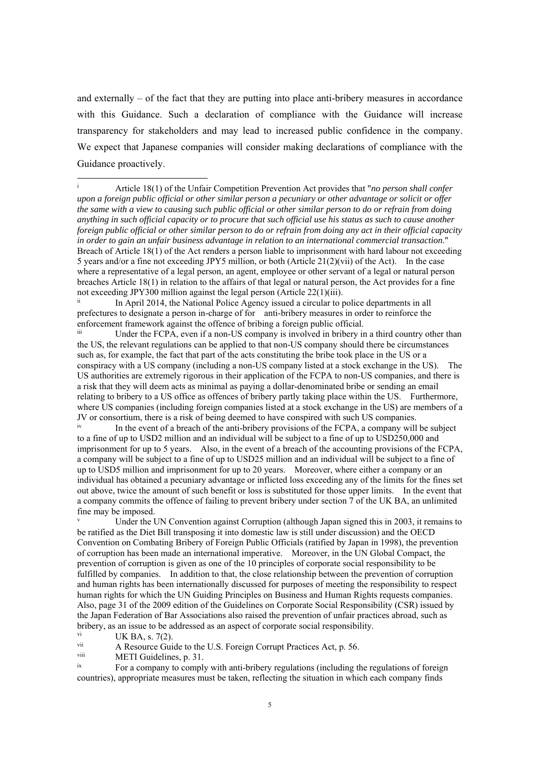and externally – of the fact that they are putting into place anti-bribery measures in accordance with this Guidance. Such a declaration of compliance with the Guidance will increase transparency for stakeholders and may lead to increased public confidence in the company. We expect that Japanese companies will consider making declarations of compliance with the Guidance proactively.

---

[i] Article 18(1) of the Unfair Competition Prevention Act provides that "*no person shall confer upon a foreign public official or other similar person a pecuniary or other advantage or solicit or offer the same with a view to causing such public official or other similar person to do or refrain from doing anything in such official capacity or to procure that such official use his status as such to cause another foreign public official or other similar person to do or refrain from doing any act in their official capacity in order to gain an unfair business advantage in relation to an international commercial transaction.*" Breach of Article 18(1) of the Act renders a person liable to imprisonment with hard labour not exceeding 5 years and/or a fine not exceeding JPY5 million, or both (Article 21(2)(vii) of the Act). In the case where a representative of a legal person, an agent, employee or other servant of a legal or natural person breaches Article 18(1) in relation to the affairs of that legal or natural person, the Act provides for a fine not exceeding JPY300 million against the legal person (Article 22(1)(iii).

[ii] In April 2014, the National Police Agency issued a circular to police departments in all prefectures to designate a person in-charge of for anti-bribery measures in order to reinforce the enforcement framework against the offence of bribing a foreign public official.

[iii] Under the FCPA, even if a non-US company is involved in bribery in a third country other than the US, the relevant regulations can be applied to that non-US company should there be circumstances such as, for example, the fact that part of the acts constituting the bribe took place in the US or a conspiracy with a US company (including a non-US company listed at a stock exchange in the US). The US authorities are extremely rigorous in their application of the FCPA to non-US companies, and there is a risk that they will deem acts as minimal as paying a dollar-denominated bribe or sending an email relating to bribery to a US office as offences of bribery partly taking place within the US. Furthermore, where US companies (including foreign companies listed at a stock exchange in the US) are members of a JV or consortium, there is a risk of being deemed to have conspired with such US companies.

[iv] In the event of a breach of the anti-bribery provisions of the FCPA, a company will be subject to a fine of up to USD2 million and an individual will be subject to a fine of up to USD250,000 and imprisonment for up to 5 years. Also, in the event of a breach of the accounting provisions of the FCPA, a company will be subject to a fine of up to USD25 million and an individual will be subject to a fine of up to USD5 million and imprisonment for up to 20 years. Moreover, where either a company or an individual has obtained a pecuniary advantage or inflicted loss exceeding any of the limits for the fines set out above, twice the amount of such benefit or loss is substituted for those upper limits. In the event that a company commits the offence of failing to prevent bribery under section 7 of the UK BA, an unlimited fine may be imposed.

[v] Under the UN Convention against Corruption (although Japan signed this in 2003, it remains to be ratified as the Diet Bill transposing it into domestic law is still under discussion) and the OECD Convention on Combating Bribery of Foreign Public Officials (ratified by Japan in 1998), the prevention of corruption has been made an international imperative. Moreover, in the UN Global Compact, the prevention of corruption is given as one of the 10 principles of corporate social responsibility to be fulfilled by companies. In addition to that, the close relationship between the prevention of corruption and human rights has been internationally discussed for purposes of meeting the responsibility to respect human rights for which the UN Guiding Principles on Business and Human Rights requests companies. Also, page 31 of the 2009 edition of the Guidelines on Corporate Social Responsibility (CSR) issued by the Japan Federation of Bar Associations also raised the prevention of unfair practices abroad, such as bribery, as an issue to be addressed as an aspect of corporate social responsibility.

[vi] UK BA, s. 7(2).

[vii] A Resource Guide to the U.S. Foreign Corrupt Practices Act, p. 56.

[viii] METI Guidelines, p. 31.

[ix] For a company to comply with anti-bribery regulations (including the regulations of foreign countries), appropriate measures must be taken, reflecting the situation in which each company finds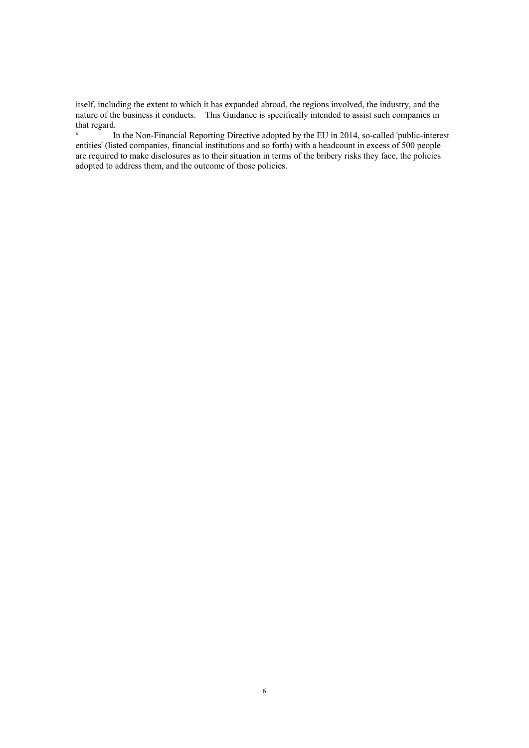itself, including the extent to which it has expanded abroad, the regions involved, the industry, and the nature of the business it conducts. This Guidance is specifically intended to assist such companies in that regard.

[x] In the Non-Financial Reporting Directive adopted by the EU in 2014, so-called 'public-interest entities' (listed companies, financial institutions and so forth) with a headcount in excess of 500 people are required to make disclosures as to their situation in terms of the bribery risks they face, the policies adopted to address them, and the outcome of those policies.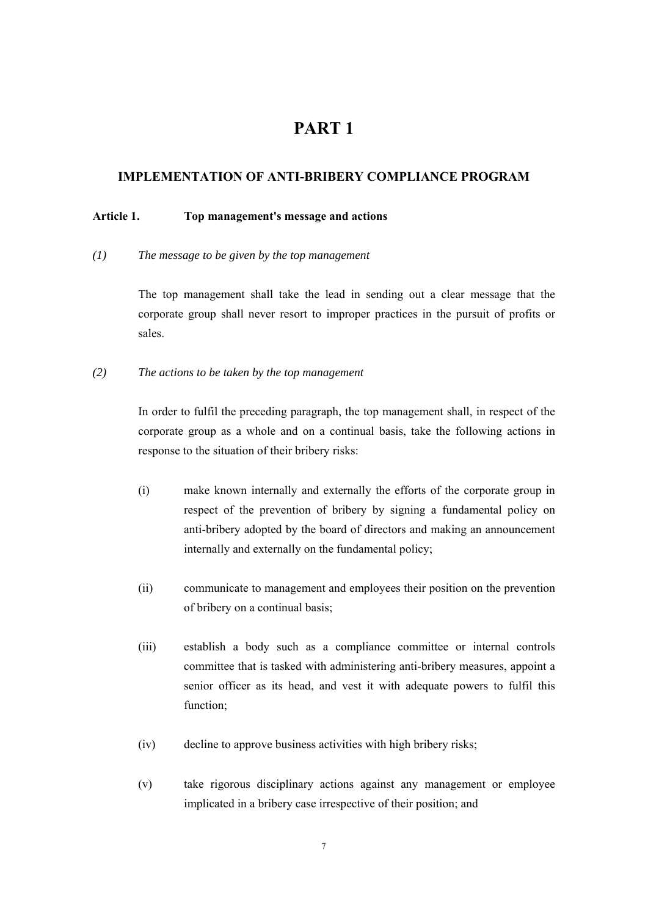# PART 1

## IMPLEMENTATION OF ANTI-BRIBERY COMPLIANCE PROGRAM

### Article 1. Top management's message and actions

*(1) The message to be given by the top management*

The top management shall take the lead in sending out a clear message that the corporate group shall never resort to improper practices in the pursuit of profits or sales.

*(2) The actions to be taken by the top management*

In order to fulfil the preceding paragraph, the top management shall, in respect of the corporate group as a whole and on a continual basis, take the following actions in response to the situation of their bribery risks:

(i) make known internally and externally the efforts of the corporate group in respect of the prevention of bribery by signing a fundamental policy on anti-bribery adopted by the board of directors and making an announcement internally and externally on the fundamental policy;

(ii) communicate to management and employees their position on the prevention of bribery on a continual basis;

(iii) establish a body such as a compliance committee or internal controls committee that is tasked with administering anti-bribery measures, appoint a senior officer as its head, and vest it with adequate powers to fulfil this function;

(iv) decline to approve business activities with high bribery risks;

(v) take rigorous disciplinary actions against any management or employee implicated in a bribery case irrespective of their position; and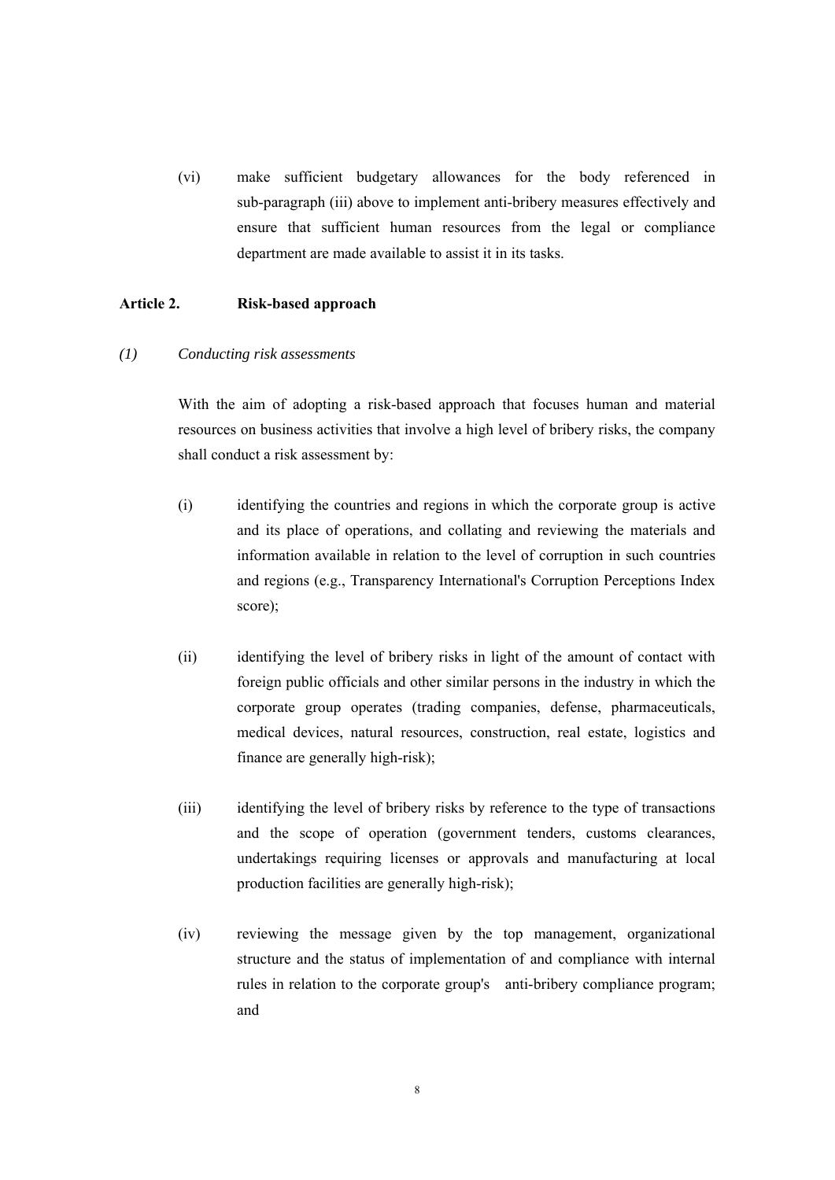(vi) make sufficient budgetary allowances for the body referenced in sub-paragraph (iii) above to implement anti-bribery measures effectively and ensure that sufficient human resources from the legal or compliance department are made available to assist it in its tasks.

**Article 2. Risk-based approach**

*(1) Conducting risk assessments*

With the aim of adopting a risk-based approach that focuses human and material resources on business activities that involve a high level of bribery risks, the company shall conduct a risk assessment by:

(i) identifying the countries and regions in which the corporate group is active and its place of operations, and collating and reviewing the materials and information available in relation to the level of corruption in such countries and regions (e.g., Transparency International's Corruption Perceptions Index score);

(ii) identifying the level of bribery risks in light of the amount of contact with foreign public officials and other similar persons in the industry in which the corporate group operates (trading companies, defense, pharmaceuticals, medical devices, natural resources, construction, real estate, logistics and finance are generally high-risk);

(iii) identifying the level of bribery risks by reference to the type of transactions and the scope of operation (government tenders, customs clearances, undertakings requiring licenses or approvals and manufacturing at local production facilities are generally high-risk);

(iv) reviewing the message given by the top management, organizational structure and the status of implementation of and compliance with internal rules in relation to the corporate group's anti-bribery compliance program; and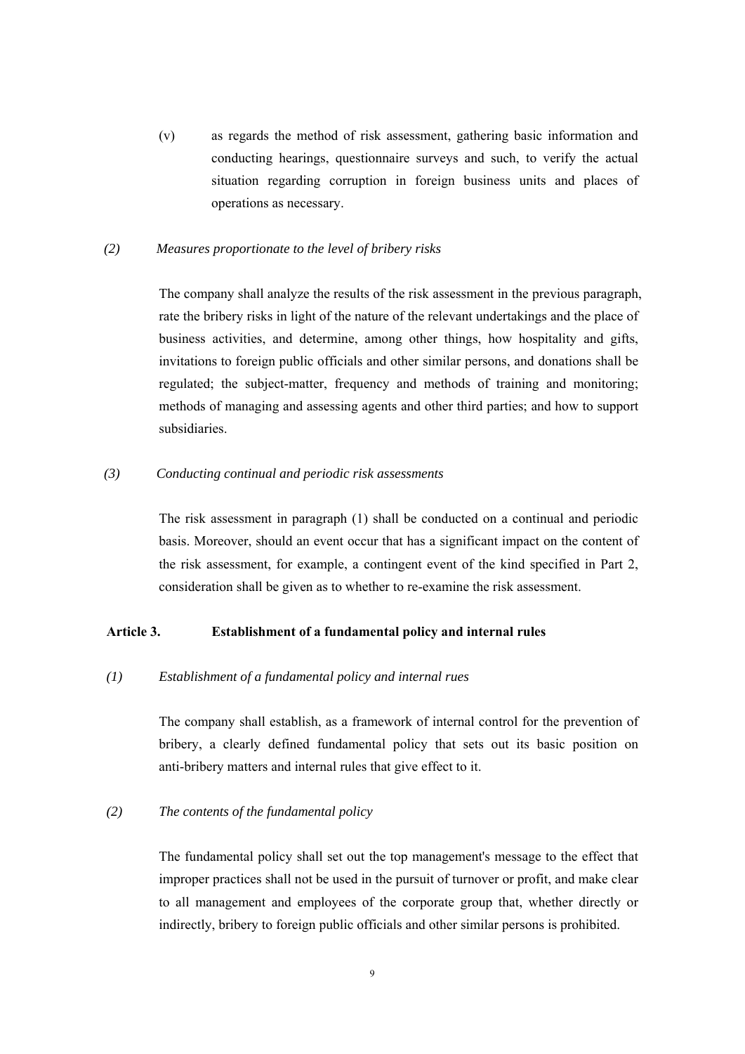(v) as regards the method of risk assessment, gathering basic information and conducting hearings, questionnaire surveys and such, to verify the actual situation regarding corruption in foreign business units and places of operations as necessary.

*(2) Measures proportionate to the level of bribery risks*

The company shall analyze the results of the risk assessment in the previous paragraph, rate the bribery risks in light of the nature of the relevant undertakings and the place of business activities, and determine, among other things, how hospitality and gifts, invitations to foreign public officials and other similar persons, and donations shall be regulated; the subject-matter, frequency and methods of training and monitoring; methods of managing and assessing agents and other third parties; and how to support subsidiaries.

*(3) Conducting continual and periodic risk assessments*

The risk assessment in paragraph (1) shall be conducted on a continual and periodic basis. Moreover, should an event occur that has a significant impact on the content of the risk assessment, for example, a contingent event of the kind specified in Part 2, consideration shall be given as to whether to re-examine the risk assessment.

### Article 3. Establishment of a fundamental policy and internal rules

*(1) Establishment of a fundamental policy and internal rues*

The company shall establish, as a framework of internal control for the prevention of bribery, a clearly defined fundamental policy that sets out its basic position on anti-bribery matters and internal rules that give effect to it.

*(2) The contents of the fundamental policy*

The fundamental policy shall set out the top management's message to the effect that improper practices shall not be used in the pursuit of turnover or profit, and make clear to all management and employees of the corporate group that, whether directly or indirectly, bribery to foreign public officials and other similar persons is prohibited.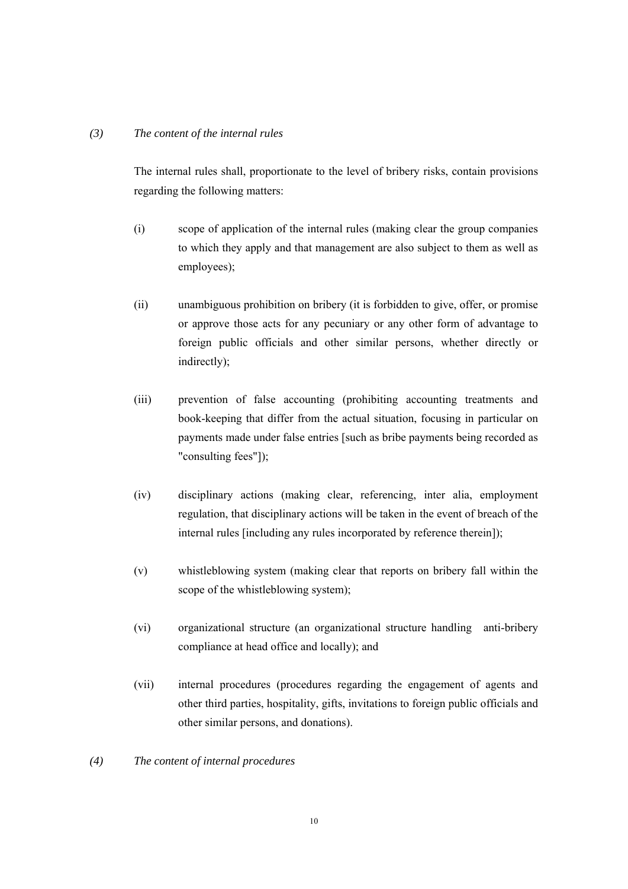*(3) The content of the internal rules*

The internal rules shall, proportionate to the level of bribery risks, contain provisions regarding the following matters:

(i) scope of application of the internal rules (making clear the group companies to which they apply and that management are also subject to them as well as employees);

(ii) unambiguous prohibition on bribery (it is forbidden to give, offer, or promise or approve those acts for any pecuniary or any other form of advantage to foreign public officials and other similar persons, whether directly or indirectly);

(iii) prevention of false accounting (prohibiting accounting treatments and book-keeping that differ from the actual situation, focusing in particular on payments made under false entries [such as bribe payments being recorded as "consulting fees"]);

(iv) disciplinary actions (making clear, referencing, inter alia, employment regulation, that disciplinary actions will be taken in the event of breach of the internal rules [including any rules incorporated by reference therein]);

(v) whistleblowing system (making clear that reports on bribery fall within the scope of the whistleblowing system);

(vi) organizational structure (an organizational structure handling anti-bribery compliance at head office and locally); and

(vii) internal procedures (procedures regarding the engagement of agents and other third parties, hospitality, gifts, invitations to foreign public officials and other similar persons, and donations).

*(4) The content of internal procedures*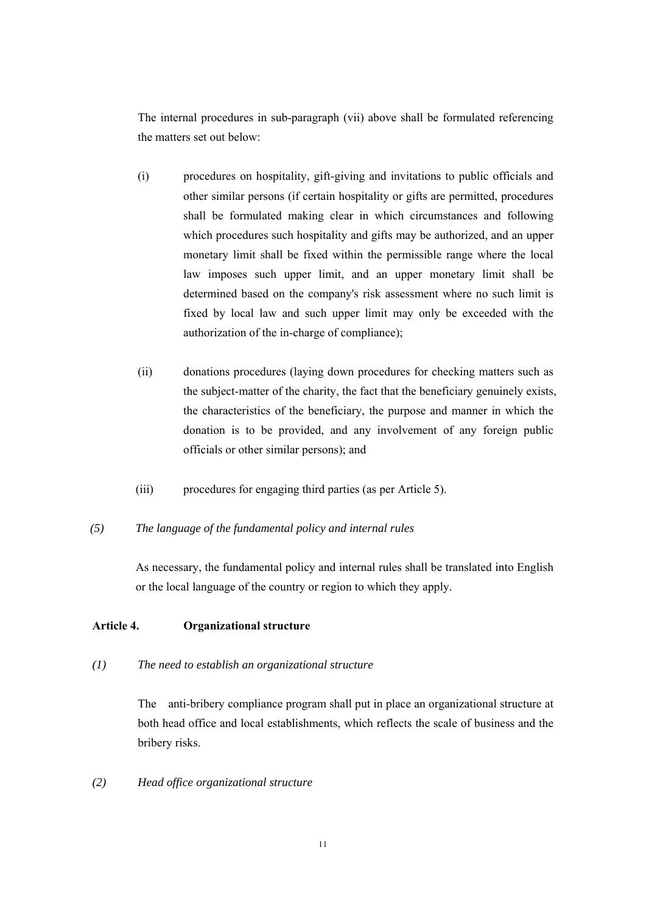The internal procedures in sub-paragraph (vii) above shall be formulated referencing the matters set out below:

(i) procedures on hospitality, gift-giving and invitations to public officials and other similar persons (if certain hospitality or gifts are permitted, procedures shall be formulated making clear in which circumstances and following which procedures such hospitality and gifts may be authorized, and an upper monetary limit shall be fixed within the permissible range where the local law imposes such upper limit, and an upper monetary limit shall be determined based on the company's risk assessment where no such limit is fixed by local law and such upper limit may only be exceeded with the authorization of the in-charge of compliance);

(ii) donations procedures (laying down procedures for checking matters such as the subject-matter of the charity, the fact that the beneficiary genuinely exists, the characteristics of the beneficiary, the purpose and manner in which the donation is to be provided, and any involvement of any foreign public officials or other similar persons); and

(iii) procedures for engaging third parties (as per Article 5).

*(5) The language of the fundamental policy and internal rules*

As necessary, the fundamental policy and internal rules shall be translated into English or the local language of the country or region to which they apply.

**Article 4. Organizational structure**

*(1) The need to establish an organizational structure*

The anti-bribery compliance program shall put in place an organizational structure at both head office and local establishments, which reflects the scale of business and the bribery risks.

*(2) Head office organizational structure*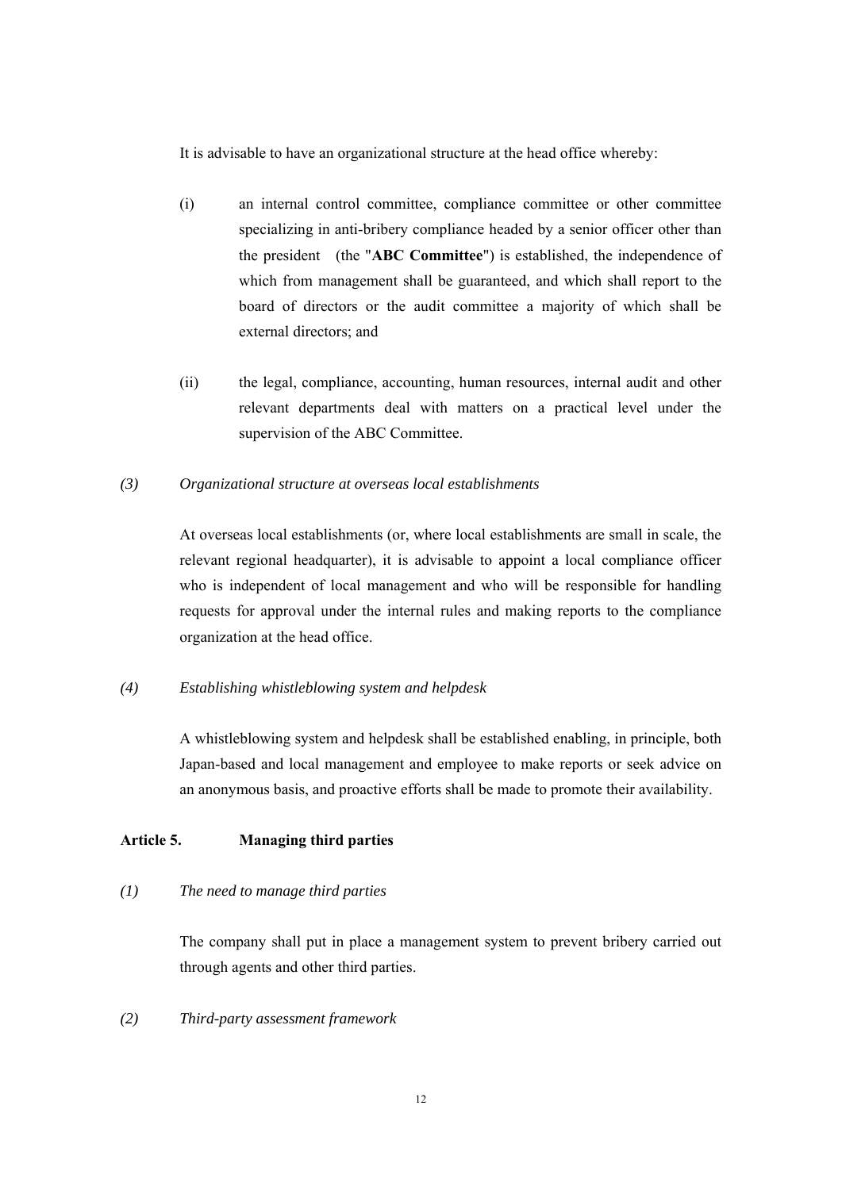It is advisable to have an organizational structure at the head office whereby:

(i) an internal control committee, compliance committee or other committee specializing in anti-bribery compliance headed by a senior officer other than the president (the "**ABC Committee**") is established, the independence of which from management shall be guaranteed, and which shall report to the board of directors or the audit committee a majority of which shall be external directors; and

(ii) the legal, compliance, accounting, human resources, internal audit and other relevant departments deal with matters on a practical level under the supervision of the ABC Committee.

*(3) Organizational structure at overseas local establishments*

At overseas local establishments (or, where local establishments are small in scale, the relevant regional headquarter), it is advisable to appoint a local compliance officer who is independent of local management and who will be responsible for handling requests for approval under the internal rules and making reports to the compliance organization at the head office.

*(4) Establishing whistleblowing system and helpdesk*

A whistleblowing system and helpdesk shall be established enabling, in principle, both Japan-based and local management and employee to make reports or seek advice on an anonymous basis, and proactive efforts shall be made to promote their availability.

**Article 5. Managing third parties**

*(1) The need to manage third parties*

The company shall put in place a management system to prevent bribery carried out through agents and other third parties.

*(2) Third-party assessment framework*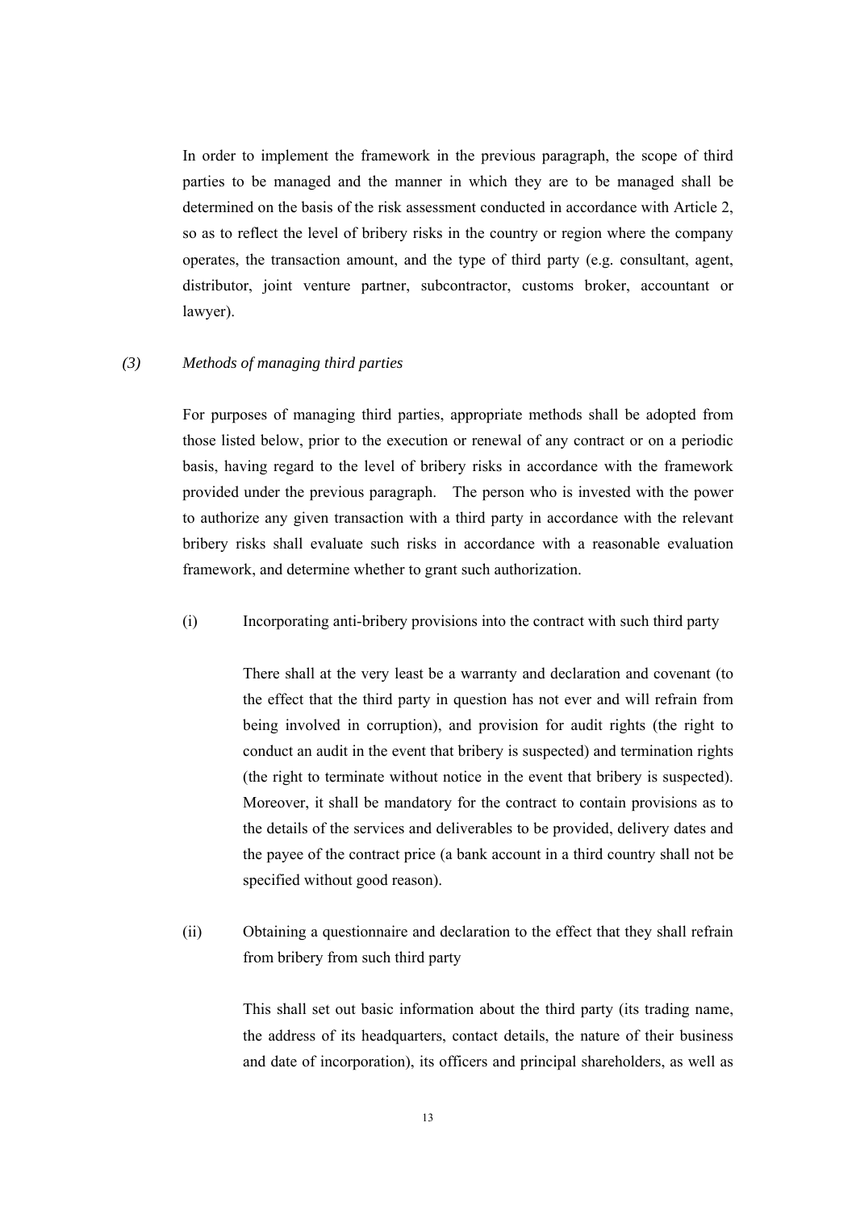In order to implement the framework in the previous paragraph, the scope of third parties to be managed and the manner in which they are to be managed shall be determined on the basis of the risk assessment conducted in accordance with Article 2, so as to reflect the level of bribery risks in the country or region where the company operates, the transaction amount, and the type of third party (e.g. consultant, agent, distributor, joint venture partner, subcontractor, customs broker, accountant or lawyer).

*(3) Methods of managing third parties*

For purposes of managing third parties, appropriate methods shall be adopted from those listed below, prior to the execution or renewal of any contract or on a periodic basis, having regard to the level of bribery risks in accordance with the framework provided under the previous paragraph. The person who is invested with the power to authorize any given transaction with a third party in accordance with the relevant bribery risks shall evaluate such risks in accordance with a reasonable evaluation framework, and determine whether to grant such authorization.

(i) Incorporating anti-bribery provisions into the contract with such third party

There shall at the very least be a warranty and declaration and covenant (to the effect that the third party in question has not ever and will refrain from being involved in corruption), and provision for audit rights (the right to conduct an audit in the event that bribery is suspected) and termination rights (the right to terminate without notice in the event that bribery is suspected). Moreover, it shall be mandatory for the contract to contain provisions as to the details of the services and deliverables to be provided, delivery dates and the payee of the contract price (a bank account in a third country shall not be specified without good reason).

(ii) Obtaining a questionnaire and declaration to the effect that they shall refrain from bribery from such third party

This shall set out basic information about the third party (its trading name, the address of its headquarters, contact details, the nature of their business and date of incorporation), its officers and principal shareholders, as well as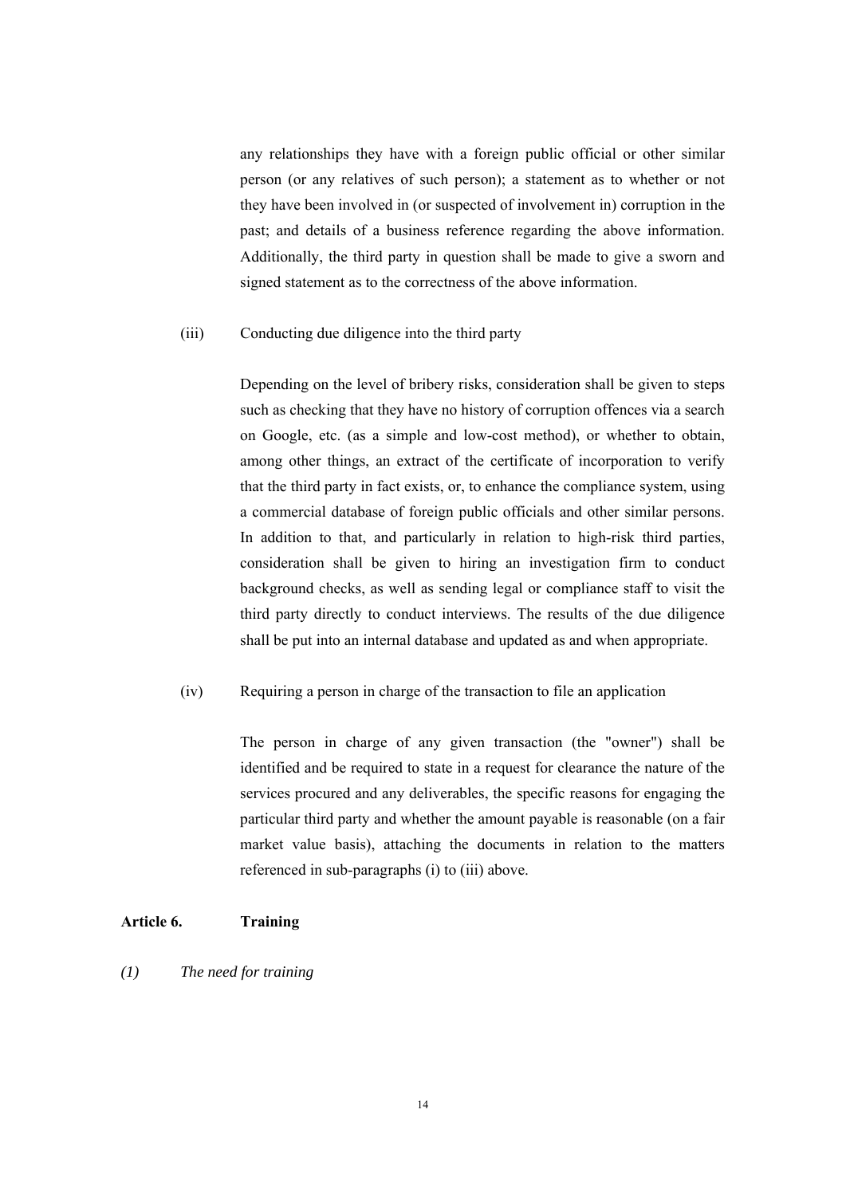any relationships they have with a foreign public official or other similar person (or any relatives of such person); a statement as to whether or not they have been involved in (or suspected of involvement in) corruption in the past; and details of a business reference regarding the above information. Additionally, the third party in question shall be made to give a sworn and signed statement as to the correctness of the above information.

(iii) Conducting due diligence into the third party

Depending on the level of bribery risks, consideration shall be given to steps such as checking that they have no history of corruption offences via a search on Google, etc. (as a simple and low-cost method), or whether to obtain, among other things, an extract of the certificate of incorporation to verify that the third party in fact exists, or, to enhance the compliance system, using a commercial database of foreign public officials and other similar persons. In addition to that, and particularly in relation to high-risk third parties, consideration shall be given to hiring an investigation firm to conduct background checks, as well as sending legal or compliance staff to visit the third party directly to conduct interviews. The results of the due diligence shall be put into an internal database and updated as and when appropriate.

(iv) Requiring a person in charge of the transaction to file an application

The person in charge of any given transaction (the "owner") shall be identified and be required to state in a request for clearance the nature of the services procured and any deliverables, the specific reasons for engaging the particular third party and whether the amount payable is reasonable (on a fair market value basis), attaching the documents in relation to the matters referenced in sub-paragraphs (i) to (iii) above.

**Article 6. Training**

*(1) The need for training*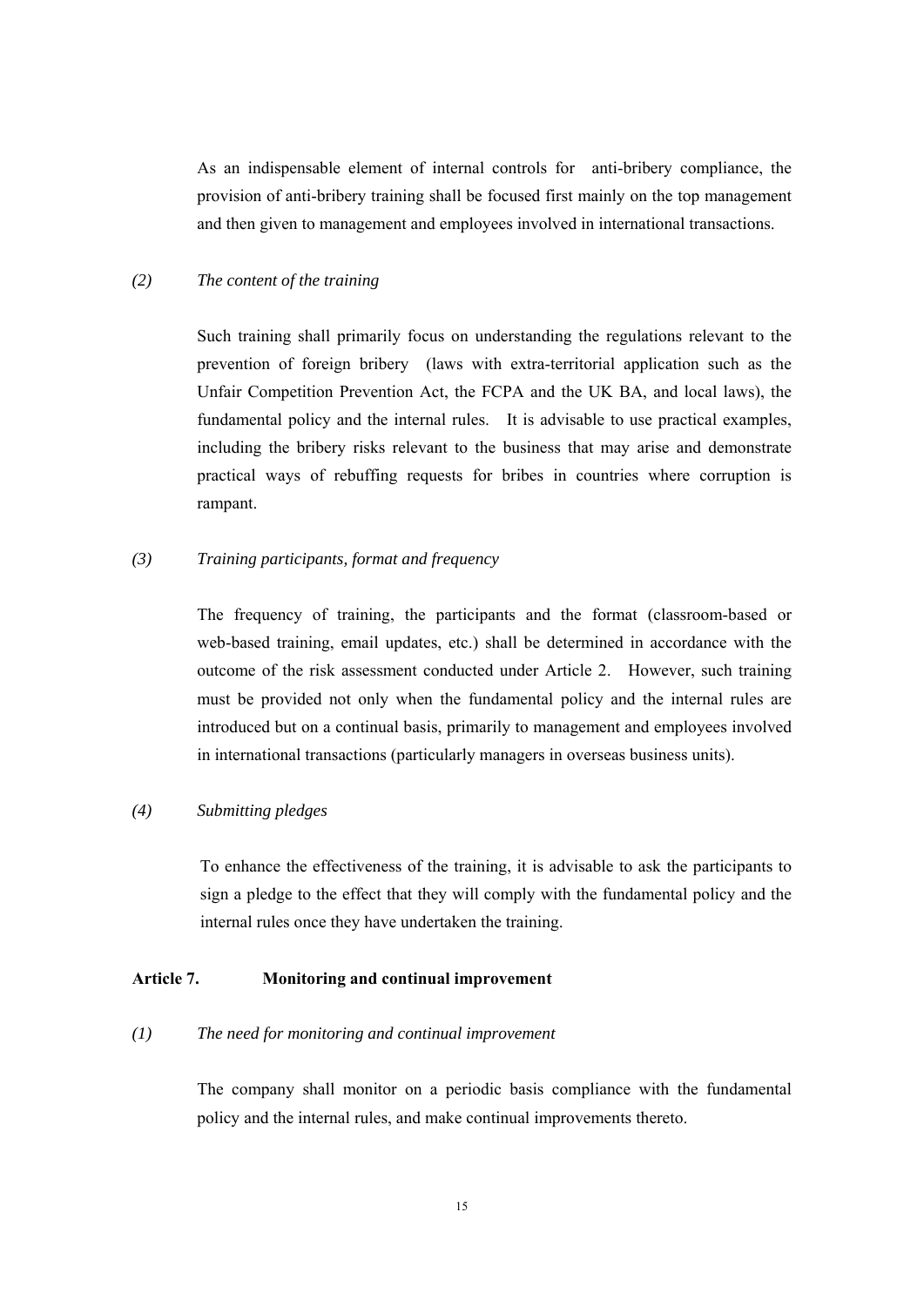As an indispensable element of internal controls for anti-bribery compliance, the provision of anti-bribery training shall be focused first mainly on the top management and then given to management and employees involved in international transactions.

*(2) The content of the training*

Such training shall primarily focus on understanding the regulations relevant to the prevention of foreign bribery (laws with extra-territorial application such as the Unfair Competition Prevention Act, the FCPA and the UK BA, and local laws), the fundamental policy and the internal rules. It is advisable to use practical examples, including the bribery risks relevant to the business that may arise and demonstrate practical ways of rebuffing requests for bribes in countries where corruption is rampant.

*(3) Training participants, format and frequency*

The frequency of training, the participants and the format (classroom-based or web-based training, email updates, etc.) shall be determined in accordance with the outcome of the risk assessment conducted under Article 2. However, such training must be provided not only when the fundamental policy and the internal rules are introduced but on a continual basis, primarily to management and employees involved in international transactions (particularly managers in overseas business units).

*(4) Submitting pledges*

To enhance the effectiveness of the training, it is advisable to ask the participants to sign a pledge to the effect that they will comply with the fundamental policy and the internal rules once they have undertaken the training.

**Article 7. Monitoring and continual improvement**

*(1) The need for monitoring and continual improvement*

The company shall monitor on a periodic basis compliance with the fundamental policy and the internal rules, and make continual improvements thereto.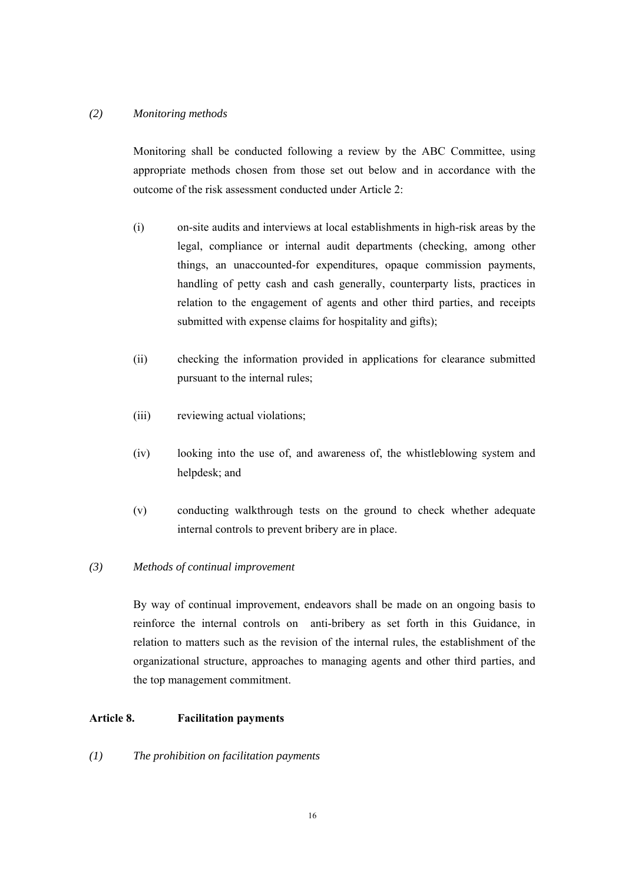*(2) Monitoring methods*

Monitoring shall be conducted following a review by the ABC Committee, using appropriate methods chosen from those set out below and in accordance with the outcome of the risk assessment conducted under Article 2:

(i) on-site audits and interviews at local establishments in high-risk areas by the legal, compliance or internal audit departments (checking, among other things, an unaccounted-for expenditures, opaque commission payments, handling of petty cash and cash generally, counterparty lists, practices in relation to the engagement of agents and other third parties, and receipts submitted with expense claims for hospitality and gifts);

(ii) checking the information provided in applications for clearance submitted pursuant to the internal rules;

(iii) reviewing actual violations;

(iv) looking into the use of, and awareness of, the whistleblowing system and helpdesk; and

(v) conducting walkthrough tests on the ground to check whether adequate internal controls to prevent bribery are in place.

*(3) Methods of continual improvement*

By way of continual improvement, endeavors shall be made on an ongoing basis to reinforce the internal controls on anti-bribery as set forth in this Guidance, in relation to matters such as the revision of the internal rules, the establishment of the organizational structure, approaches to managing agents and other third parties, and the top management commitment.

**Article 8. Facilitation payments**

*(1) The prohibition on facilitation payments*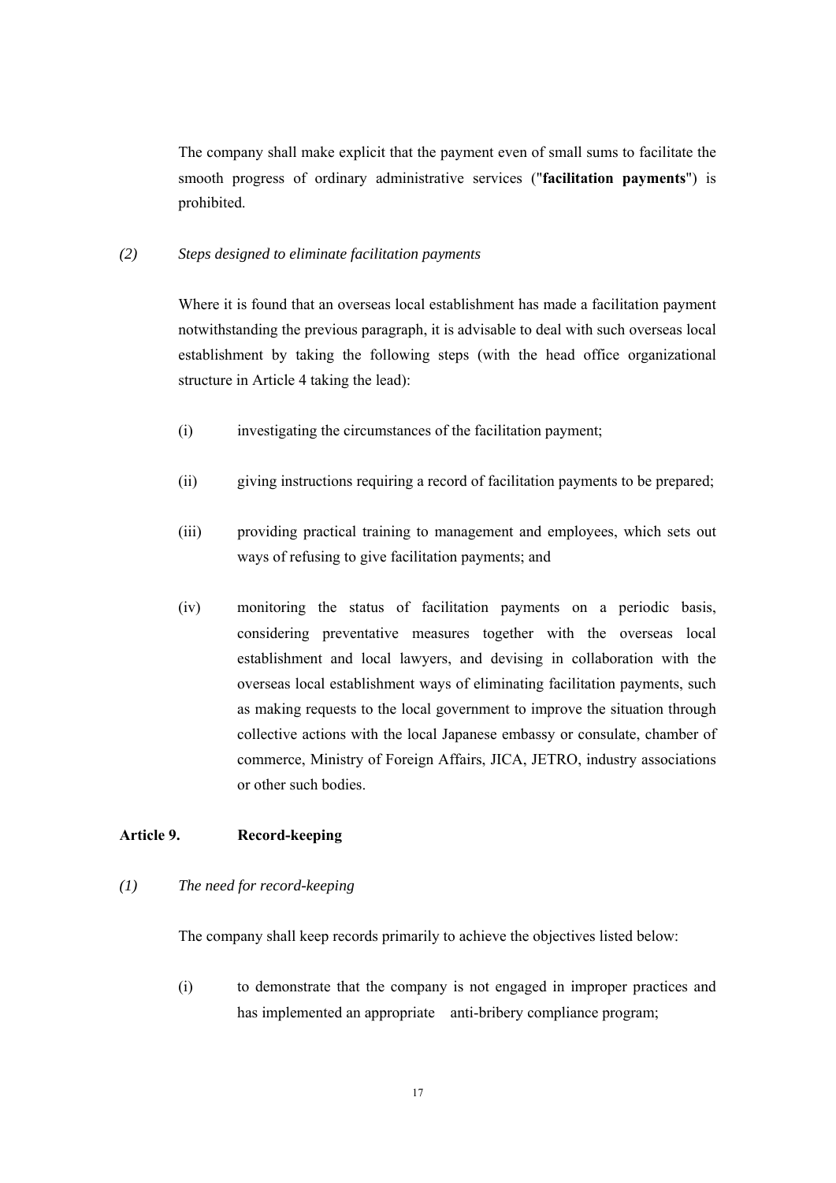The company shall make explicit that the payment even of small sums to facilitate the smooth progress of ordinary administrative services ("**facilitation payments**") is prohibited.

*(2)* *Steps designed to eliminate facilitation payments*

Where it is found that an overseas local establishment has made a facilitation payment notwithstanding the previous paragraph, it is advisable to deal with such overseas local establishment by taking the following steps (with the head office organizational structure in Article 4 taking the lead):

(i) investigating the circumstances of the facilitation payment;

(ii) giving instructions requiring a record of facilitation payments to be prepared;

(iii) providing practical training to management and employees, which sets out ways of refusing to give facilitation payments; and

(iv) monitoring the status of facilitation payments on a periodic basis, considering preventative measures together with the overseas local establishment and local lawyers, and devising in collaboration with the overseas local establishment ways of eliminating facilitation payments, such as making requests to the local government to improve the situation through collective actions with the local Japanese embassy or consulate, chamber of commerce, Ministry of Foreign Affairs, JICA, JETRO, industry associations or other such bodies.

## Article 9. Record-keeping

*(1)* *The need for record-keeping*

The company shall keep records primarily to achieve the objectives listed below:

(i) to demonstrate that the company is not engaged in improper practices and has implemented an appropriate anti-bribery compliance program;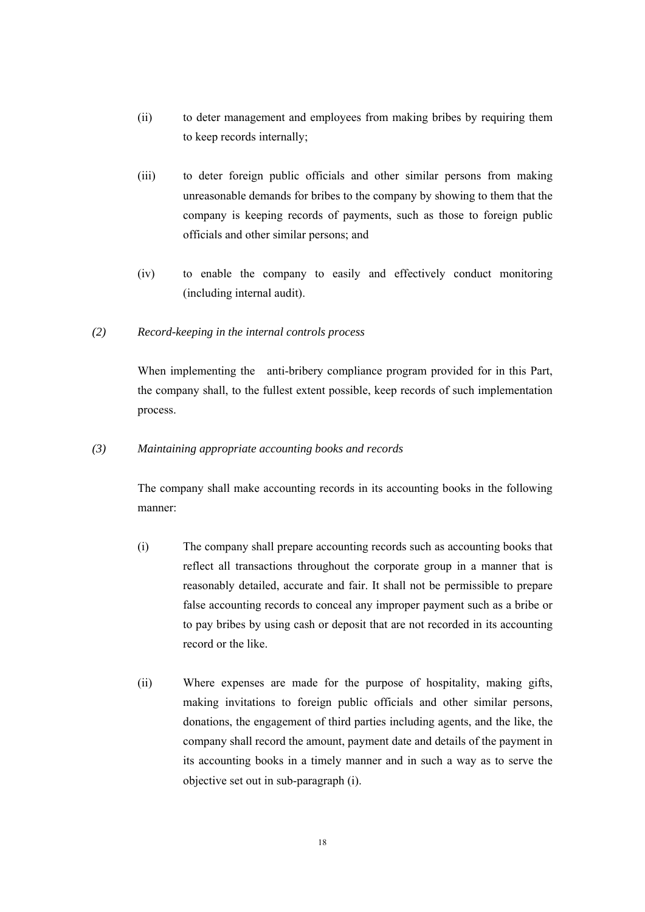(ii) to deter management and employees from making bribes by requiring them to keep records internally;

(iii) to deter foreign public officials and other similar persons from making unreasonable demands for bribes to the company by showing to them that the company is keeping records of payments, such as those to foreign public officials and other similar persons; and

(iv) to enable the company to easily and effectively conduct monitoring (including internal audit).

*(2) Record-keeping in the internal controls process*

When implementing the anti-bribery compliance program provided for in this Part, the company shall, to the fullest extent possible, keep records of such implementation process.

*(3) Maintaining appropriate accounting books and records*

The company shall make accounting records in its accounting books in the following manner:

(i) The company shall prepare accounting records such as accounting books that reflect all transactions throughout the corporate group in a manner that is reasonably detailed, accurate and fair. It shall not be permissible to prepare false accounting records to conceal any improper payment such as a bribe or to pay bribes by using cash or deposit that are not recorded in its accounting record or the like.

(ii) Where expenses are made for the purpose of hospitality, making gifts, making invitations to foreign public officials and other similar persons, donations, the engagement of third parties including agents, and the like, the company shall record the amount, payment date and details of the payment in its accounting books in a timely manner and in such a way as to serve the objective set out in sub-paragraph (i).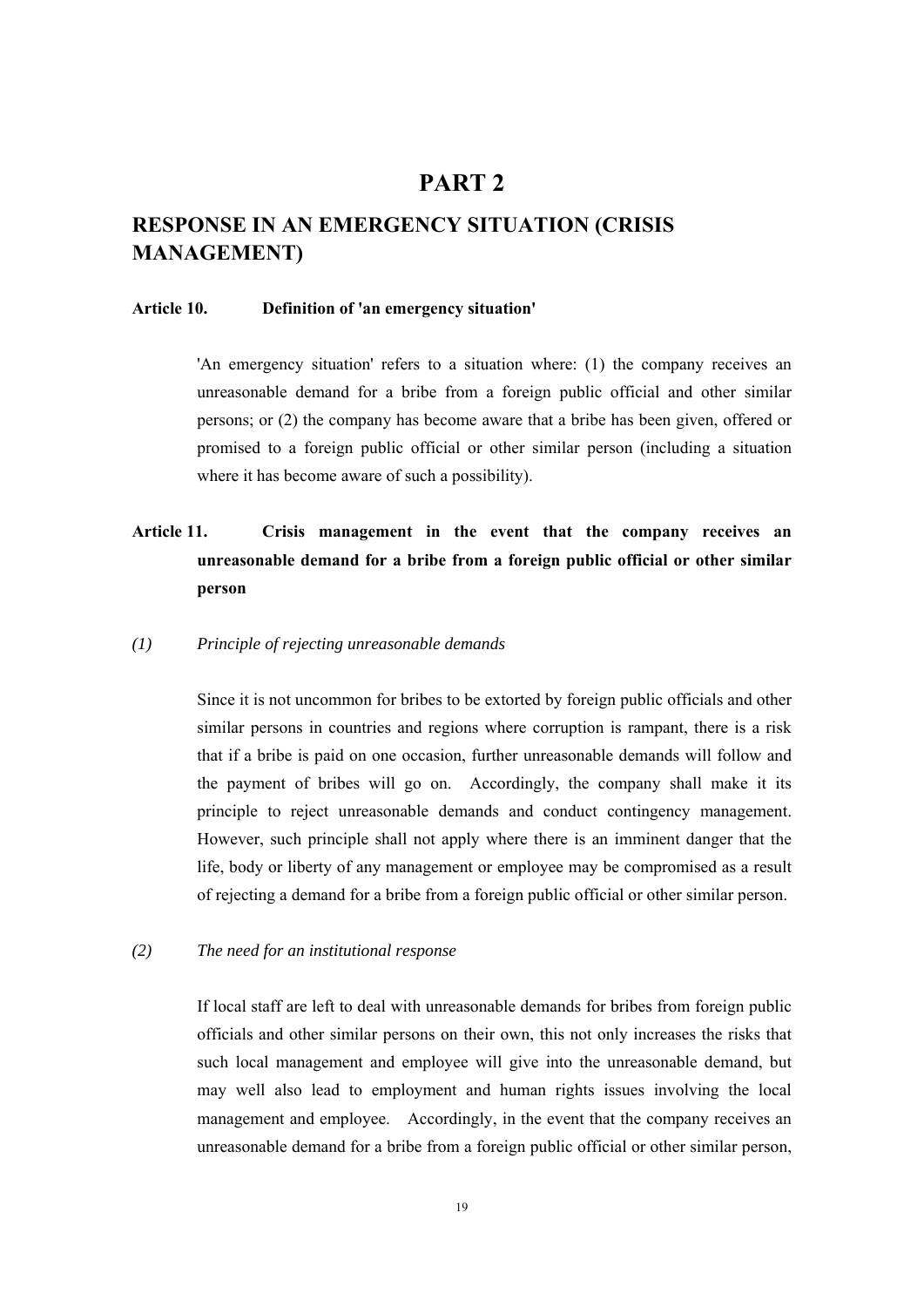# PART 2

## RESPONSE IN AN EMERGENCY SITUATION (CRISIS MANAGEMENT)

### Article 10. Definition of 'an emergency situation'

'An emergency situation' refers to a situation where: (1) the company receives an unreasonable demand for a bribe from a foreign public official and other similar persons; or (2) the company has become aware that a bribe has been given, offered or promised to a foreign public official or other similar person (including a situation where it has become aware of such a possibility).

### Article 11. Crisis management in the event that the company receives an unreasonable demand for a bribe from a foreign public official or other similar person

*(1) Principle of rejecting unreasonable demands*

Since it is not uncommon for bribes to be extorted by foreign public officials and other similar persons in countries and regions where corruption is rampant, there is a risk that if a bribe is paid on one occasion, further unreasonable demands will follow and the payment of bribes will go on. Accordingly, the company shall make it its principle to reject unreasonable demands and conduct contingency management. However, such principle shall not apply where there is an imminent danger that the life, body or liberty of any management or employee may be compromised as a result of rejecting a demand for a bribe from a foreign public official or other similar person.

*(2) The need for an institutional response*

If local staff are left to deal with unreasonable demands for bribes from foreign public officials and other similar persons on their own, this not only increases the risks that such local management and employee will give into the unreasonable demand, but may well also lead to employment and human rights issues involving the local management and employee. Accordingly, in the event that the company receives an unreasonable demand for a bribe from a foreign public official or other similar person,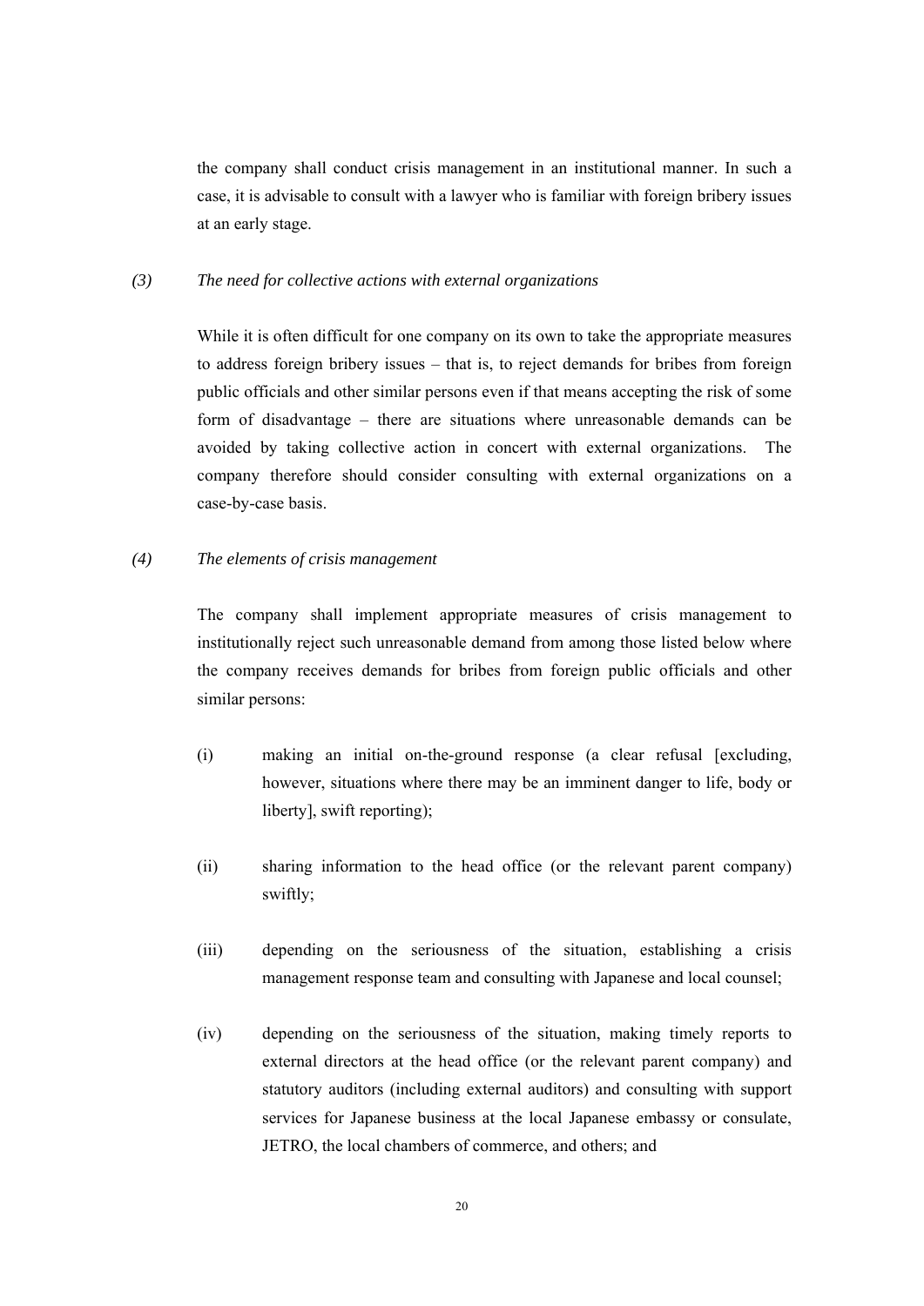the company shall conduct crisis management in an institutional manner. In such a case, it is advisable to consult with a lawyer who is familiar with foreign bribery issues at an early stage.

*(3) The need for collective actions with external organizations*

While it is often difficult for one company on its own to take the appropriate measures to address foreign bribery issues – that is, to reject demands for bribes from foreign public officials and other similar persons even if that means accepting the risk of some form of disadvantage – there are situations where unreasonable demands can be avoided by taking collective action in concert with external organizations. The company therefore should consider consulting with external organizations on a case-by-case basis.

*(4) The elements of crisis management*

The company shall implement appropriate measures of crisis management to institutionally reject such unreasonable demand from among those listed below where the company receives demands for bribes from foreign public officials and other similar persons:

(i) making an initial on-the-ground response (a clear refusal [excluding, however, situations where there may be an imminent danger to life, body or liberty], swift reporting);

(ii) sharing information to the head office (or the relevant parent company) swiftly;

(iii) depending on the seriousness of the situation, establishing a crisis management response team and consulting with Japanese and local counsel;

(iv) depending on the seriousness of the situation, making timely reports to external directors at the head office (or the relevant parent company) and statutory auditors (including external auditors) and consulting with support services for Japanese business at the local Japanese embassy or consulate, JETRO, the local chambers of commerce, and others; and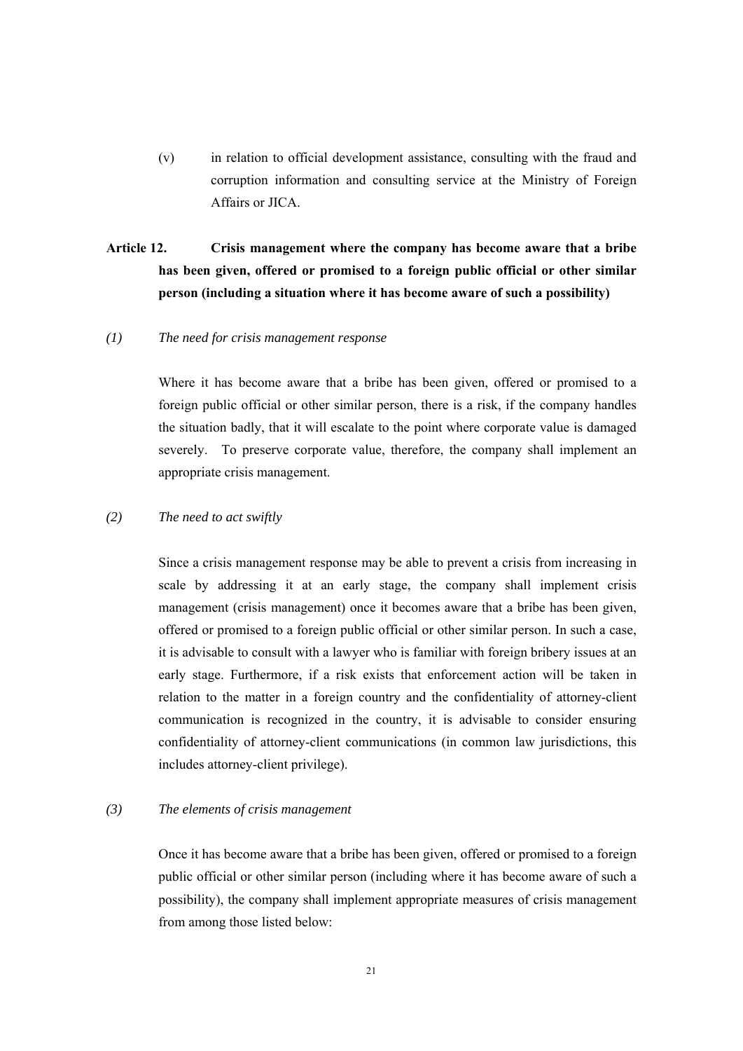(v) in relation to official development assistance, consulting with the fraud and corruption information and consulting service at the Ministry of Foreign Affairs or JICA.

## Article 12. Crisis management where the company has become aware that a bribe has been given, offered or promised to a foreign public official or other similar person (including a situation where it has become aware of such a possibility)

*(1) The need for crisis management response*

Where it has become aware that a bribe has been given, offered or promised to a foreign public official or other similar person, there is a risk, if the company handles the situation badly, that it will escalate to the point where corporate value is damaged severely. To preserve corporate value, therefore, the company shall implement an appropriate crisis management.

*(2) The need to act swiftly*

Since a crisis management response may be able to prevent a crisis from increasing in scale by addressing it at an early stage, the company shall implement crisis management (crisis management) once it becomes aware that a bribe has been given, offered or promised to a foreign public official or other similar person. In such a case, it is advisable to consult with a lawyer who is familiar with foreign bribery issues at an early stage. Furthermore, if a risk exists that enforcement action will be taken in relation to the matter in a foreign country and the confidentiality of attorney-client communication is recognized in the country, it is advisable to consider ensuring confidentiality of attorney-client communications (in common law jurisdictions, this includes attorney-client privilege).

*(3) The elements of crisis management*

Once it has become aware that a bribe has been given, offered or promised to a foreign public official or other similar person (including where it has become aware of such a possibility), the company shall implement appropriate measures of crisis management from among those listed below: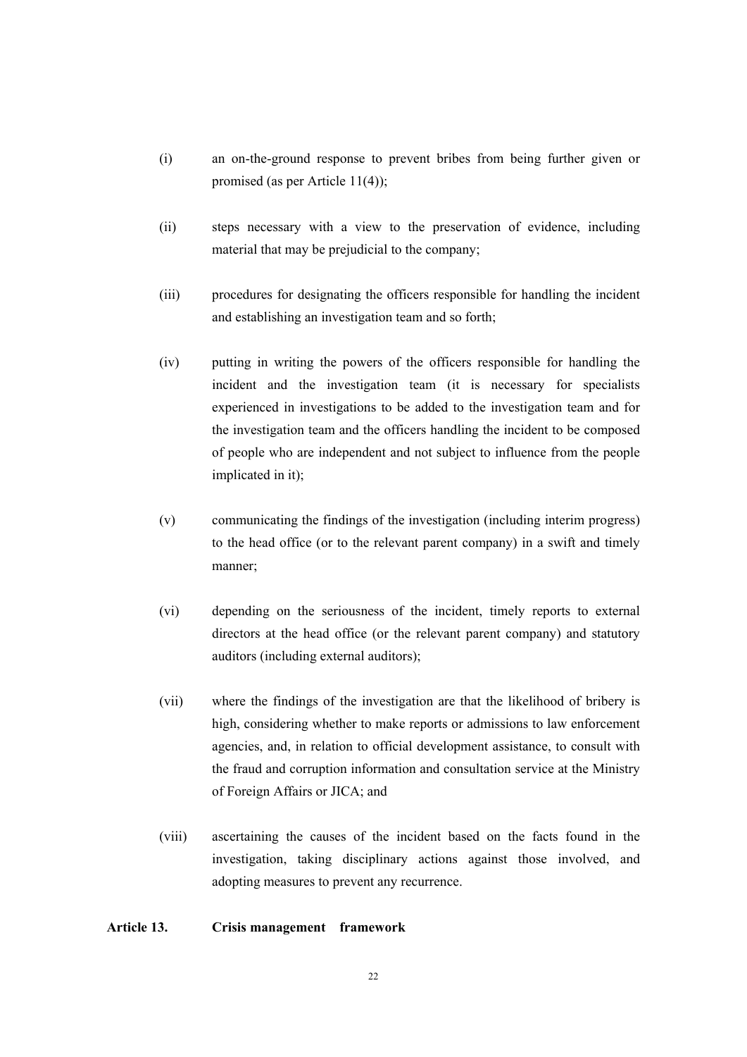(i) an on-the-ground response to prevent bribes from being further given or promised (as per Article 11(4));

(ii) steps necessary with a view to the preservation of evidence, including material that may be prejudicial to the company;

(iii) procedures for designating the officers responsible for handling the incident and establishing an investigation team and so forth;

(iv) putting in writing the powers of the officers responsible for handling the incident and the investigation team (it is necessary for specialists experienced in investigations to be added to the investigation team and for the investigation team and the officers handling the incident to be composed of people who are independent and not subject to influence from the people implicated in it);

(v) communicating the findings of the investigation (including interim progress) to the head office (or to the relevant parent company) in a swift and timely manner;

(vi) depending on the seriousness of the incident, timely reports to external directors at the head office (or the relevant parent company) and statutory auditors (including external auditors);

(vii) where the findings of the investigation are that the likelihood of bribery is high, considering whether to make reports or admissions to law enforcement agencies, and, in relation to official development assistance, to consult with the fraud and corruption information and consultation service at the Ministry of Foreign Affairs or JICA; and

(viii) ascertaining the causes of the incident based on the facts found in the investigation, taking disciplinary actions against those involved, and adopting measures to prevent any recurrence.

**Article 13. Crisis management framework**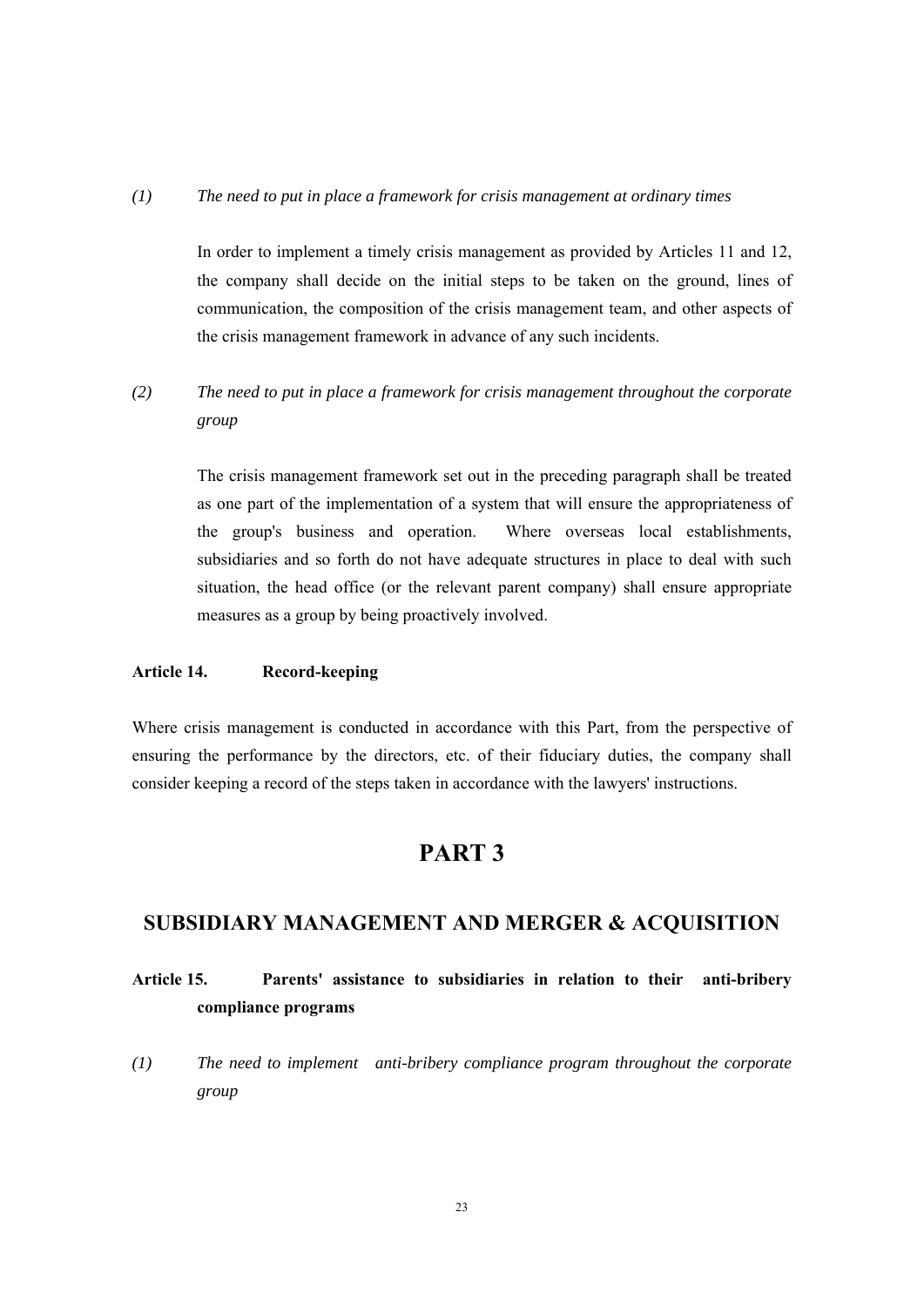*(1) The need to put in place a framework for crisis management at ordinary times*

In order to implement a timely crisis management as provided by Articles 11 and 12, the company shall decide on the initial steps to be taken on the ground, lines of communication, the composition of the crisis management team, and other aspects of the crisis management framework in advance of any such incidents.

*(2) The need to put in place a framework for crisis management throughout the corporate group*

The crisis management framework set out in the preceding paragraph shall be treated as one part of the implementation of a system that will ensure the appropriateness of the group's business and operation. Where overseas local establishments, subsidiaries and so forth do not have adequate structures in place to deal with such situation, the head office (or the relevant parent company) shall ensure appropriate measures as a group by being proactively involved.

**Article 14. Record-keeping**

Where crisis management is conducted in accordance with this Part, from the perspective of ensuring the performance by the directors, etc. of their fiduciary duties, the company shall consider keeping a record of the steps taken in accordance with the lawyers' instructions.

# PART 3

## SUBSIDIARY MANAGEMENT AND MERGER & ACQUISITION

**Article 15. Parents' assistance to subsidiaries in relation to their anti-bribery compliance programs**

*(1) The need to implement anti-bribery compliance program throughout the corporate group*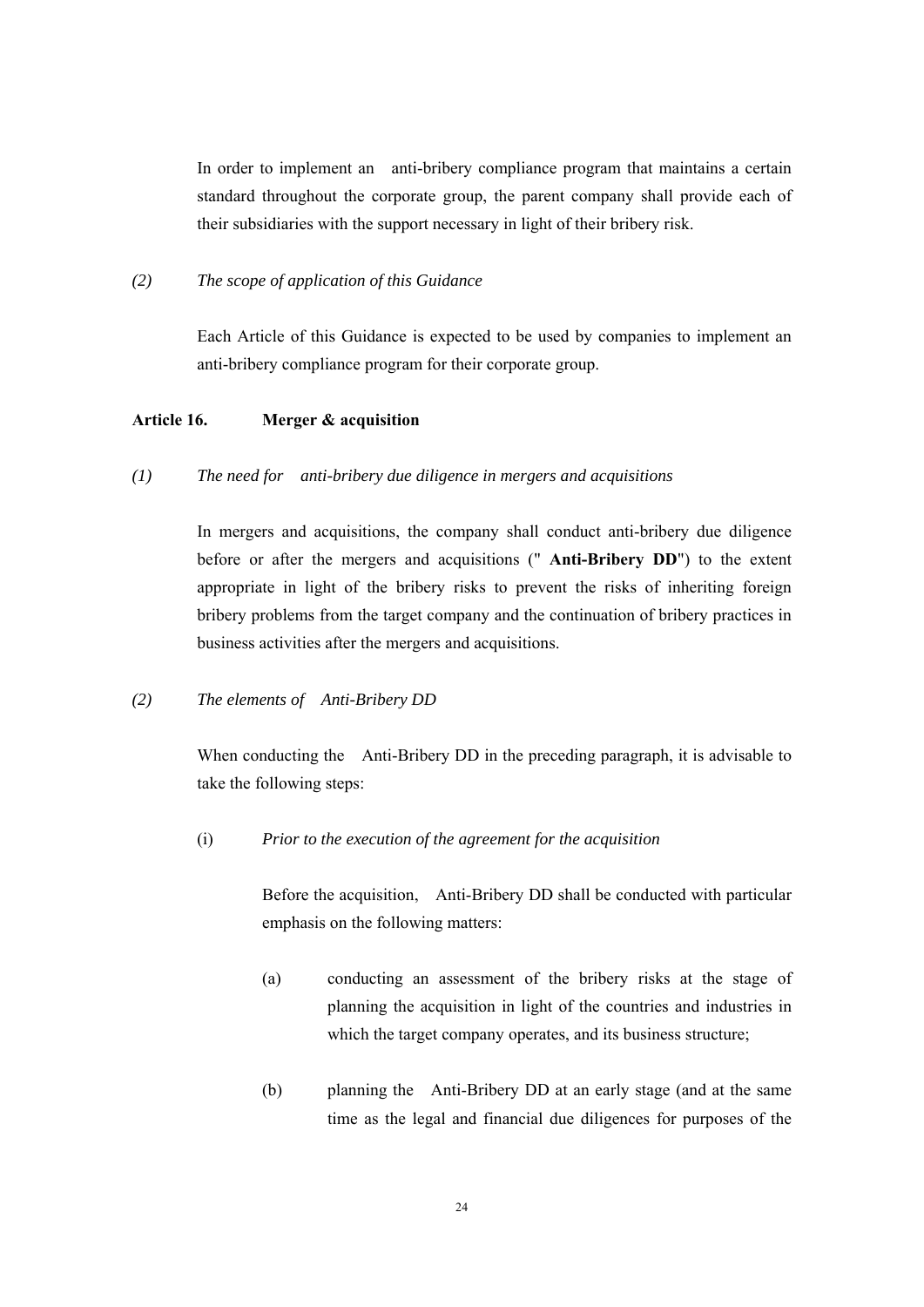In order to implement an anti-bribery compliance program that maintains a certain standard throughout the corporate group, the parent company shall provide each of their subsidiaries with the support necessary in light of their bribery risk.

*(2) The scope of application of this Guidance*

Each Article of this Guidance is expected to be used by companies to implement an anti-bribery compliance program for their corporate group.

**Article 16. Merger & acquisition**

*(1) The need for anti-bribery due diligence in mergers and acquisitions*

In mergers and acquisitions, the company shall conduct anti-bribery due diligence before or after the mergers and acquisitions (" **Anti-Bribery DD**") to the extent appropriate in light of the bribery risks to prevent the risks of inheriting foreign bribery problems from the target company and the continuation of bribery practices in business activities after the mergers and acquisitions.

*(2) The elements of Anti-Bribery DD*

When conducting the Anti-Bribery DD in the preceding paragraph, it is advisable to take the following steps:

(i) *Prior to the execution of the agreement for the acquisition*

Before the acquisition, Anti-Bribery DD shall be conducted with particular emphasis on the following matters:

(a) conducting an assessment of the bribery risks at the stage of planning the acquisition in light of the countries and industries in which the target company operates, and its business structure;

(b) planning the Anti-Bribery DD at an early stage (and at the same time as the legal and financial due diligences for purposes of the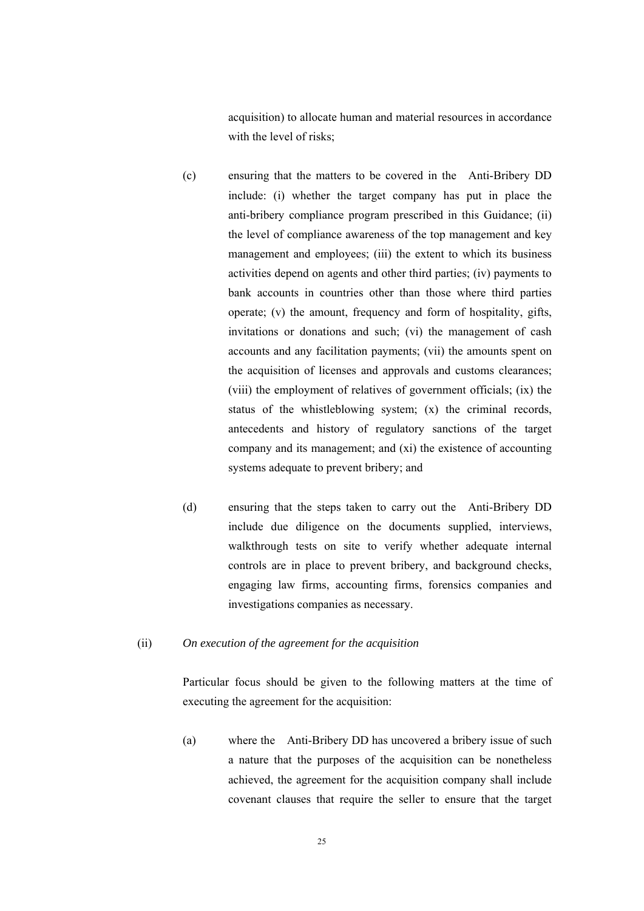acquisition) to allocate human and material resources in accordance with the level of risks;

(c) ensuring that the matters to be covered in the Anti-Bribery DD include: (i) whether the target company has put in place the anti-bribery compliance program prescribed in this Guidance; (ii) the level of compliance awareness of the top management and key management and employees; (iii) the extent to which its business activities depend on agents and other third parties; (iv) payments to bank accounts in countries other than those where third parties operate; (v) the amount, frequency and form of hospitality, gifts, invitations or donations and such; (vi) the management of cash accounts and any facilitation payments; (vii) the amounts spent on the acquisition of licenses and approvals and customs clearances; (viii) the employment of relatives of government officials; (ix) the status of the whistleblowing system; (x) the criminal records, antecedents and history of regulatory sanctions of the target company and its management; and (xi) the existence of accounting systems adequate to prevent bribery; and

(d) ensuring that the steps taken to carry out the Anti-Bribery DD include due diligence on the documents supplied, interviews, walkthrough tests on site to verify whether adequate internal controls are in place to prevent bribery, and background checks, engaging law firms, accounting firms, forensics companies and investigations companies as necessary.

(ii) *On execution of the agreement for the acquisition*

Particular focus should be given to the following matters at the time of executing the agreement for the acquisition:

(a) where the Anti-Bribery DD has uncovered a bribery issue of such a nature that the purposes of the acquisition can be nonetheless achieved, the agreement for the acquisition company shall include covenant clauses that require the seller to ensure that the target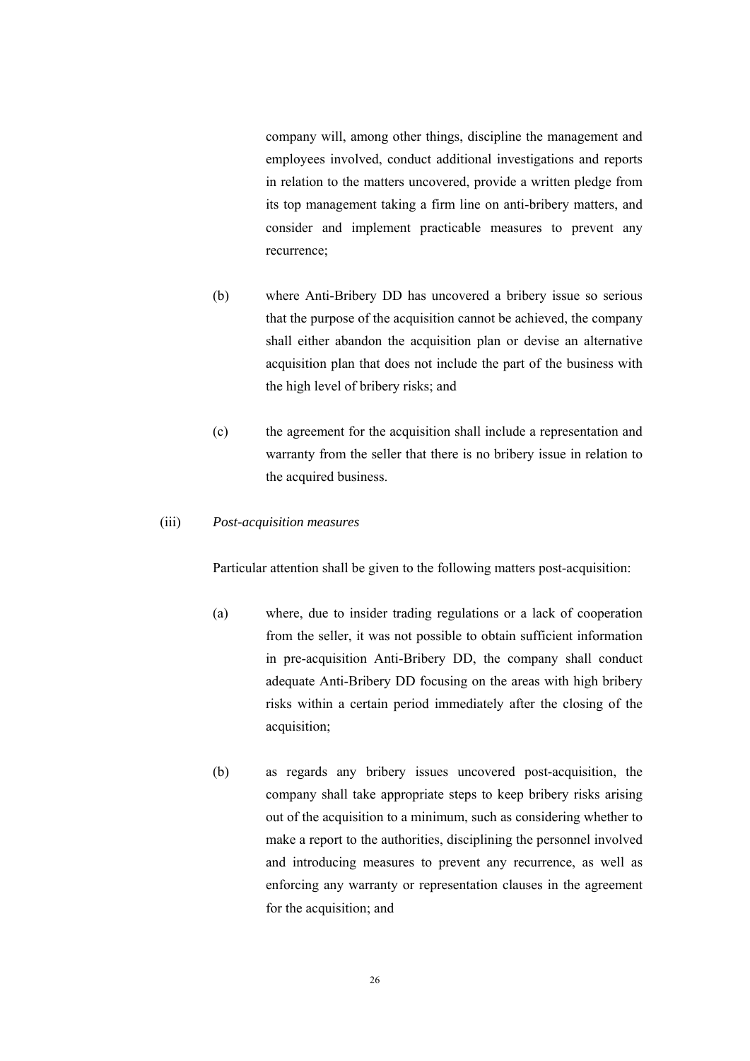company will, among other things, discipline the management and employees involved, conduct additional investigations and reports in relation to the matters uncovered, provide a written pledge from its top management taking a firm line on anti-bribery matters, and consider and implement practicable measures to prevent any recurrence;

(b) where Anti-Bribery DD has uncovered a bribery issue so serious that the purpose of the acquisition cannot be achieved, the company shall either abandon the acquisition plan or devise an alternative acquisition plan that does not include the part of the business with the high level of bribery risks; and

(c) the agreement for the acquisition shall include a representation and warranty from the seller that there is no bribery issue in relation to the acquired business.

(iii) *Post-acquisition measures*

Particular attention shall be given to the following matters post-acquisition:

(a) where, due to insider trading regulations or a lack of cooperation from the seller, it was not possible to obtain sufficient information in pre-acquisition Anti-Bribery DD, the company shall conduct adequate Anti-Bribery DD focusing on the areas with high bribery risks within a certain period immediately after the closing of the acquisition;

(b) as regards any bribery issues uncovered post-acquisition, the company shall take appropriate steps to keep bribery risks arising out of the acquisition to a minimum, such as considering whether to make a report to the authorities, disciplining the personnel involved and introducing measures to prevent any recurrence, as well as enforcing any warranty or representation clauses in the agreement for the acquisition; and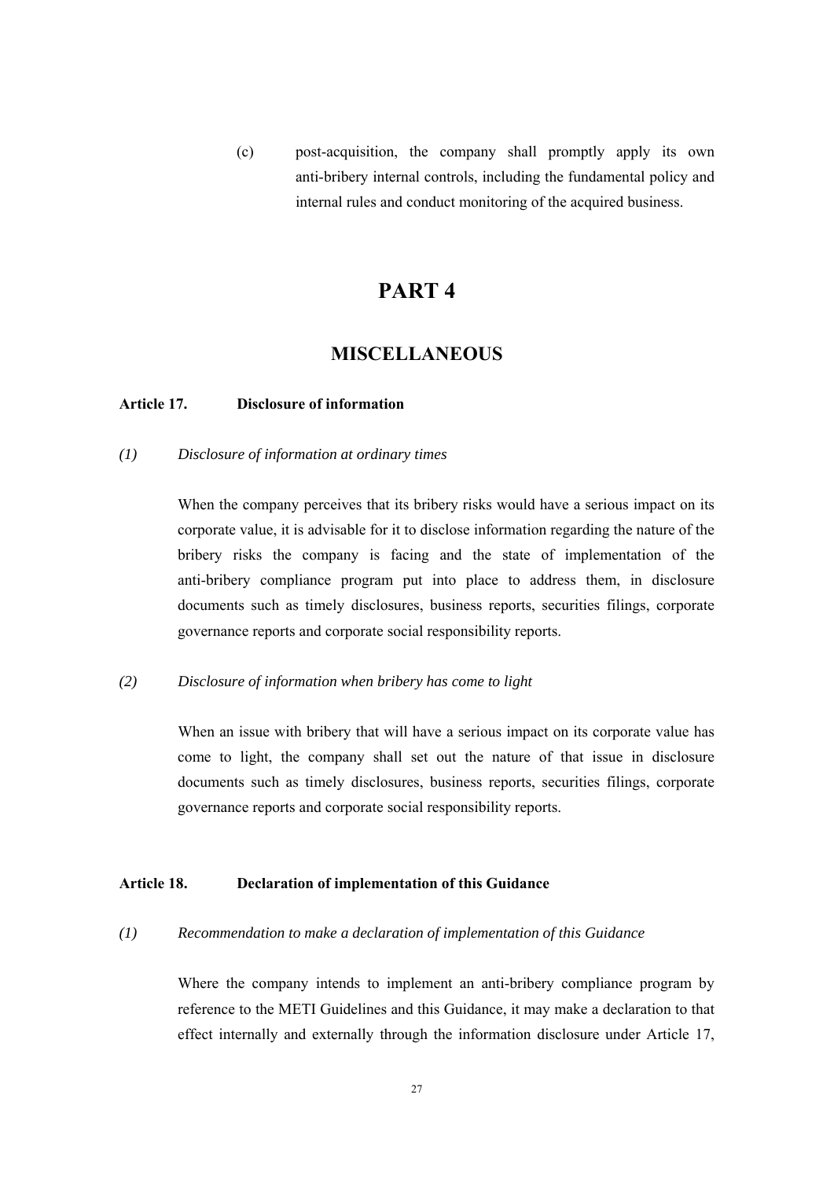(c) post-acquisition, the company shall promptly apply its own anti-bribery internal controls, including the fundamental policy and internal rules and conduct monitoring of the acquired business.

# PART 4

## MISCELLANEOUS

### Article 17. Disclosure of information

*(1) Disclosure of information at ordinary times*

When the company perceives that its bribery risks would have a serious impact on its corporate value, it is advisable for it to disclose information regarding the nature of the bribery risks the company is facing and the state of implementation of the anti-bribery compliance program put into place to address them, in disclosure documents such as timely disclosures, business reports, securities filings, corporate governance reports and corporate social responsibility reports.

*(2) Disclosure of information when bribery has come to light*

When an issue with bribery that will have a serious impact on its corporate value has come to light, the company shall set out the nature of that issue in disclosure documents such as timely disclosures, business reports, securities filings, corporate governance reports and corporate social responsibility reports.

### Article 18. Declaration of implementation of this Guidance

*(1) Recommendation to make a declaration of implementation of this Guidance*

Where the company intends to implement an anti-bribery compliance program by reference to the METI Guidelines and this Guidance, it may make a declaration to that effect internally and externally through the information disclosure under Article 17,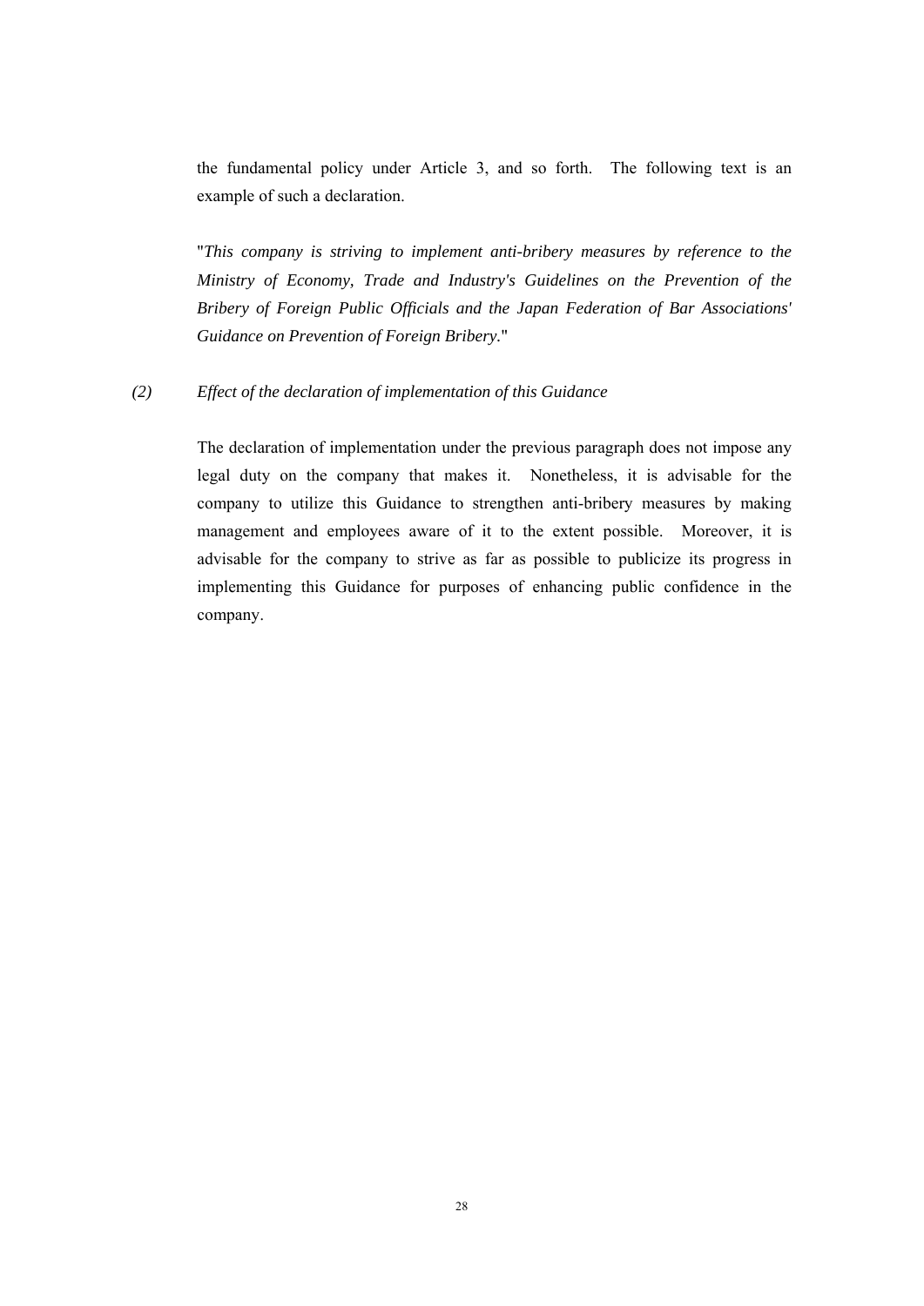the fundamental policy under Article 3, and so forth. The following text is an example of such a declaration.

"*This company is striving to implement anti-bribery measures by reference to the Ministry of Economy, Trade and Industry's Guidelines on the Prevention of the Bribery of Foreign Public Officials and the Japan Federation of Bar Associations' Guidance on Prevention of Foreign Bribery.*"

*(2) Effect of the declaration of implementation of this Guidance*

The declaration of implementation under the previous paragraph does not impose any legal duty on the company that makes it. Nonetheless, it is advisable for the company to utilize this Guidance to strengthen anti-bribery measures by making management and employees aware of it to the extent possible. Moreover, it is advisable for the company to strive as far as possible to publicize its progress in implementing this Guidance for purposes of enhancing public confidence in the company.